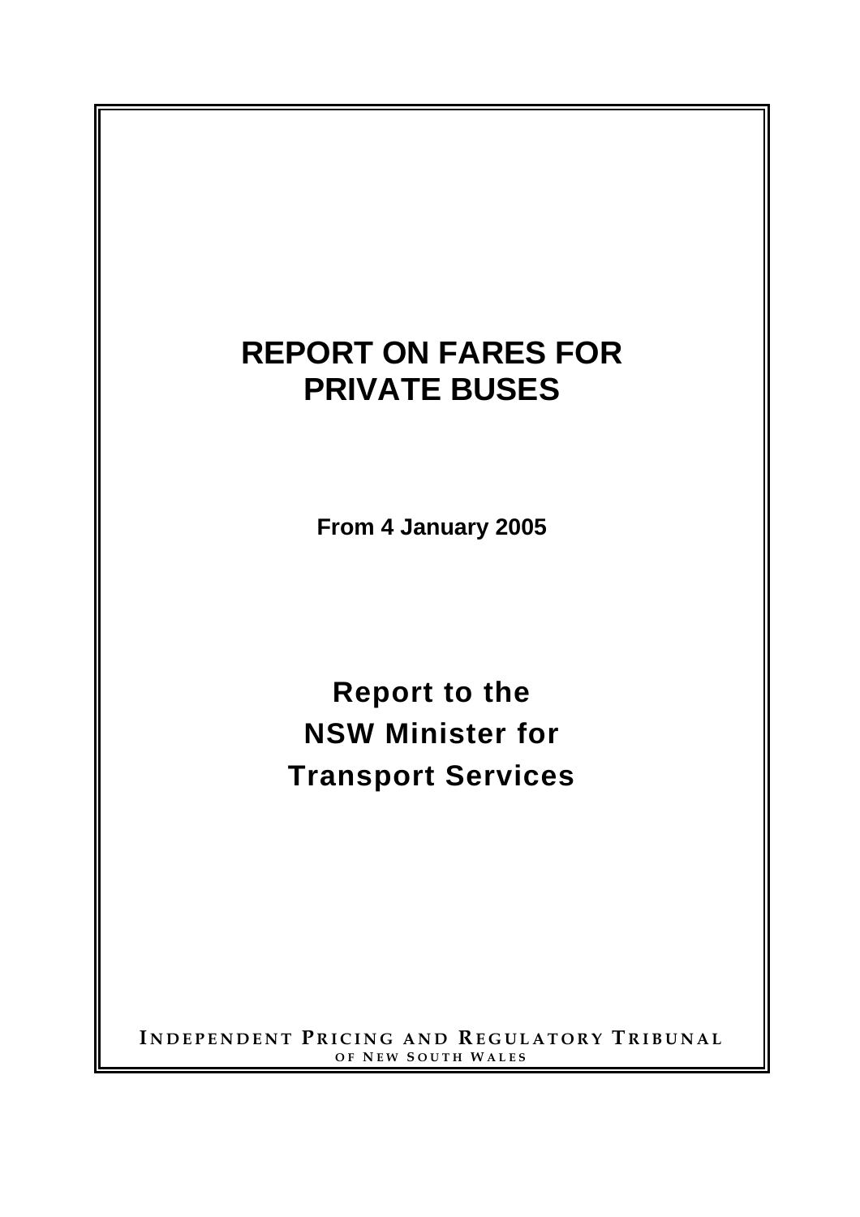# REPORT ON FARES FOR PRIVATE BUSES

**From 4 January 2005**

## Report to the NSW Minister for Transport Services

INDEPENDENT PRICING AND REGULATORY TRIBUNAL
OF NEW SOUTH WALES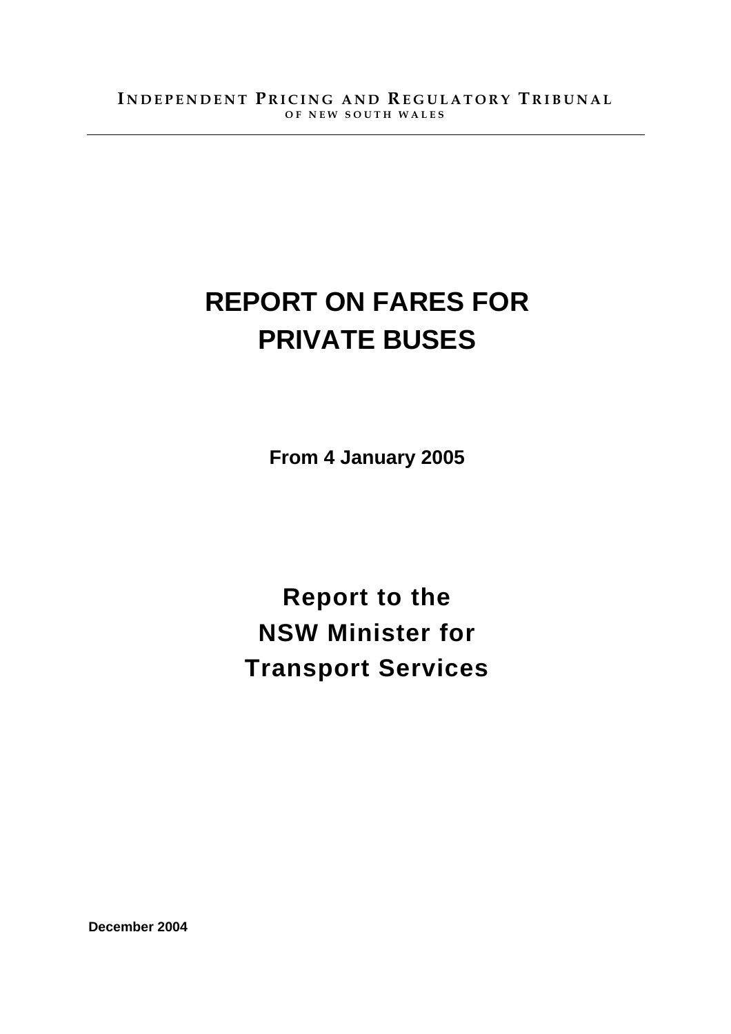**INDEPENDENT PRICING AND REGULATORY TRIBUNAL**
**OF NEW SOUTH WALES**

---

# REPORT ON FARES FOR PRIVATE BUSES

**From 4 January 2005**

## Report to the NSW Minister for Transport Services

**December 2004**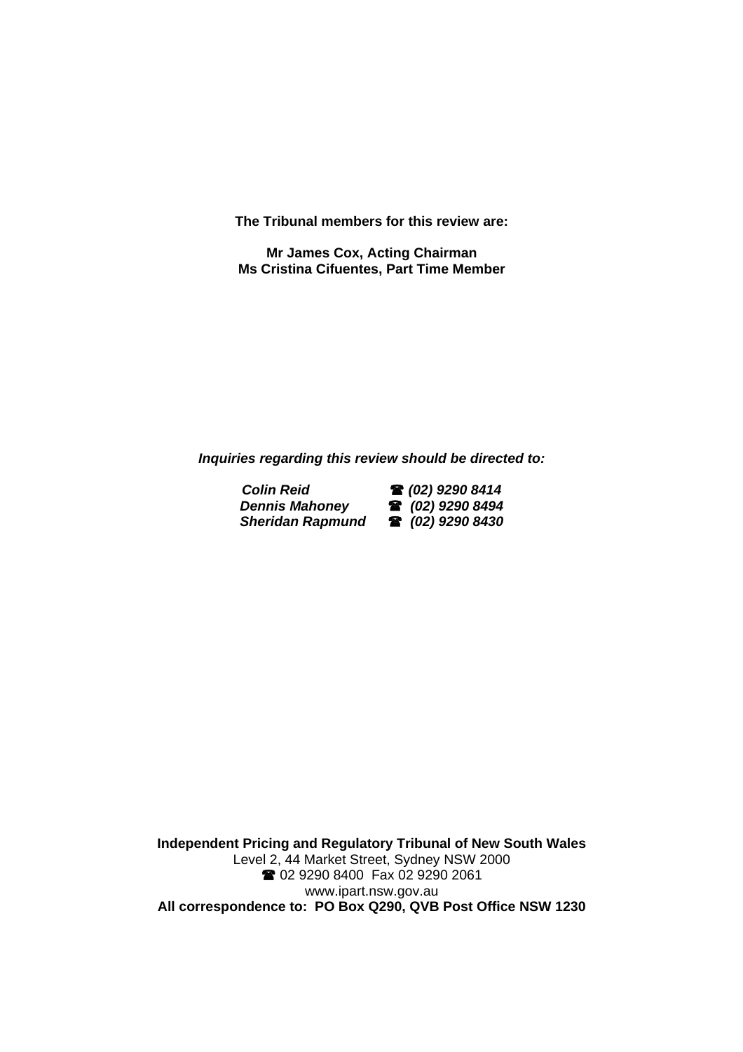**The Tribunal members for this review are:**

**Mr James Cox, Acting Chairman**
**Ms Cristina Cifuentes, Part Time Member**

***Inquiries regarding this review should be directed to:***

| | |
|---|---|
| ***Colin Reid*** | ***☎ (02) 9290 8414*** |
| ***Dennis Mahoney*** | ***☎ (02) 9290 8494*** |
| ***Sheridan Rapmund*** | ***☎ (02) 9290 8430*** |

**Independent Pricing and Regulatory Tribunal of New South Wales**
Level 2, 44 Market Street, Sydney NSW 2000
☎ 02 9290 8400 Fax 02 9290 2061
www.ipart.nsw.gov.au
**All correspondence to: PO Box Q290, QVB Post Office NSW 1230**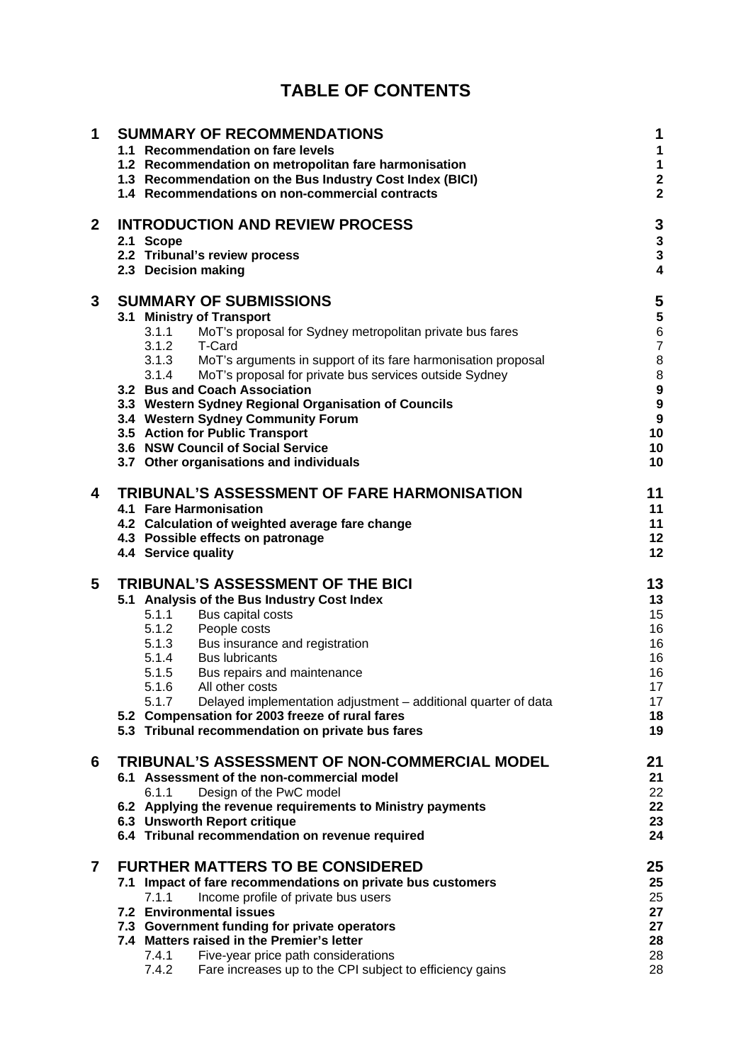# TABLE OF CONTENTS

| | | |
|---|---|---|
| **1** | **SUMMARY OF RECOMMENDATIONS** | **1** |
| | **1.1 Recommendation on fare levels** | **1** |
| | **1.2 Recommendation on metropolitan fare harmonisation** | **1** |
| | **1.3 Recommendation on the Bus Industry Cost Index (BICI)** | **2** |
| | **1.4 Recommendations on non-commercial contracts** | **2** |
| **2** | **INTRODUCTION AND REVIEW PROCESS** | **3** |
| | **2.1 Scope** | **3** |
| | **2.2 Tribunal's review process** | **3** |
| | **2.3 Decision making** | **4** |
| **3** | **SUMMARY OF SUBMISSIONS** | **5** |
| | **3.1 Ministry of Transport** | **5** |
| | 3.1.1 MoT's proposal for Sydney metropolitan private bus fares | 6 |
| | 3.1.2 T-Card | 7 |
| | 3.1.3 MoT's arguments in support of its fare harmonisation proposal | 8 |
| | 3.1.4 MoT's proposal for private bus services outside Sydney | 8 |
| | **3.2 Bus and Coach Association** | **9** |
| | **3.3 Western Sydney Regional Organisation of Councils** | **9** |
| | **3.4 Western Sydney Community Forum** | **9** |
| | **3.5 Action for Public Transport** | **10** |
| | **3.6 NSW Council of Social Service** | **10** |
| | **3.7 Other organisations and individuals** | **10** |
| **4** | **TRIBUNAL'S ASSESSMENT OF FARE HARMONISATION** | **11** |
| | **4.1 Fare Harmonisation** | **11** |
| | **4.2 Calculation of weighted average fare change** | **11** |
| | **4.3 Possible effects on patronage** | **12** |
| | **4.4 Service quality** | **12** |
| **5** | **TRIBUNAL'S ASSESSMENT OF THE BICI** | **13** |
| | **5.1 Analysis of the Bus Industry Cost Index** | **13** |
| | 5.1.1 Bus capital costs | 15 |
| | 5.1.2 People costs | 16 |
| | 5.1.3 Bus insurance and registration | 16 |
| | 5.1.4 Bus lubricants | 16 |
| | 5.1.5 Bus repairs and maintenance | 16 |
| | 5.1.6 All other costs | 17 |
| | 5.1.7 Delayed implementation adjustment – additional quarter of data | 17 |
| | **5.2 Compensation for 2003 freeze of rural fares** | **18** |
| | **5.3 Tribunal recommendation on private bus fares** | **19** |
| **6** | **TRIBUNAL'S ASSESSMENT OF NON-COMMERCIAL MODEL** | **21** |
| | **6.1 Assessment of the non-commercial model** | **21** |
| | 6.1.1 Design of the PwC model | 22 |
| | **6.2 Applying the revenue requirements to Ministry payments** | **22** |
| | **6.3 Unsworth Report critique** | **23** |
| | **6.4 Tribunal recommendation on revenue required** | **24** |
| **7** | **FURTHER MATTERS TO BE CONSIDERED** | **25** |
| | **7.1 Impact of fare recommendations on private bus customers** | **25** |
| | 7.1.1 Income profile of private bus users | 25 |
| | **7.2 Environmental issues** | **27** |
| | **7.3 Government funding for private operators** | **27** |
| | **7.4 Matters raised in the Premier's letter** | **28** |
| | 7.4.1 Five-year price path considerations | 28 |
| | 7.4.2 Fare increases up to the CPI subject to efficiency gains | 28 |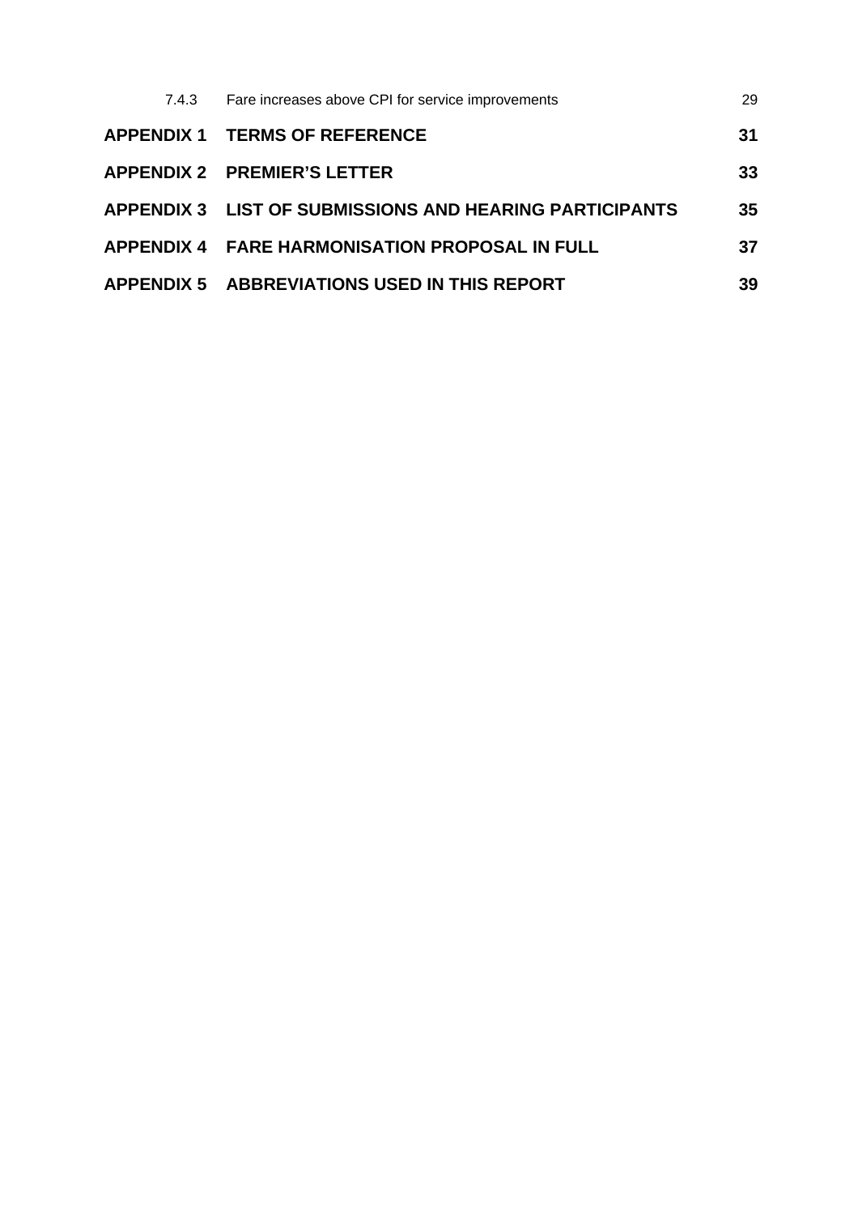7.4.3 Fare increases above CPI for service improvements 29

**APPENDIX 1 TERMS OF REFERENCE 31**

**APPENDIX 2 PREMIER'S LETTER 33**

**APPENDIX 3 LIST OF SUBMISSIONS AND HEARING PARTICIPANTS 35**

**APPENDIX 4 FARE HARMONISATION PROPOSAL IN FULL 37**

**APPENDIX 5 ABBREVIATIONS USED IN THIS REPORT 39**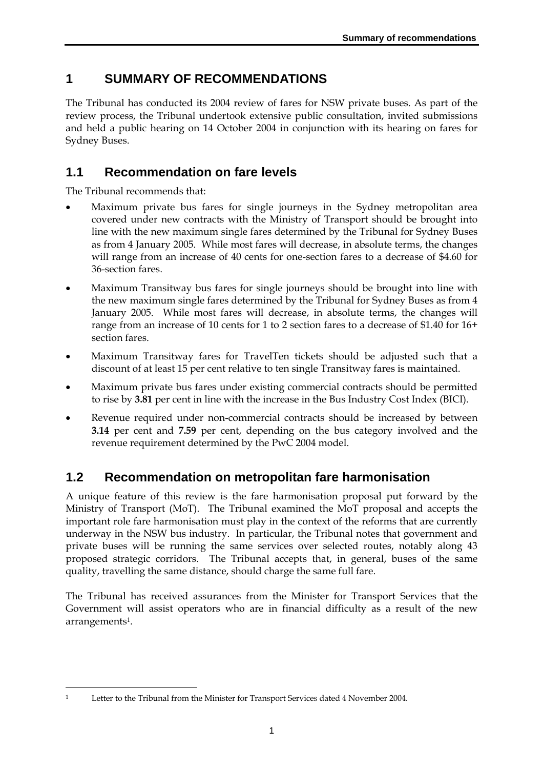# 1 SUMMARY OF RECOMMENDATIONS

The Tribunal has conducted its 2004 review of fares for NSW private buses. As part of the review process, the Tribunal undertook extensive public consultation, invited submissions and held a public hearing on 14 October 2004 in conjunction with its hearing on fares for Sydney Buses.

## 1.1 Recommendation on fare levels

The Tribunal recommends that:

- Maximum private bus fares for single journeys in the Sydney metropolitan area covered under new contracts with the Ministry of Transport should be brought into line with the new maximum single fares determined by the Tribunal for Sydney Buses as from 4 January 2005. While most fares will decrease, in absolute terms, the changes will range from an increase of 40 cents for one-section fares to a decrease of $4.60 for 36-section fares.
- Maximum Transitway bus fares for single journeys should be brought into line with the new maximum single fares determined by the Tribunal for Sydney Buses as from 4 January 2005. While most fares will decrease, in absolute terms, the changes will range from an increase of 10 cents for 1 to 2 section fares to a decrease of $1.40 for 16+ section fares.
- Maximum Transitway fares for TravelTen tickets should be adjusted such that a discount of at least 15 per cent relative to ten single Transitway fares is maintained.
- Maximum private bus fares under existing commercial contracts should be permitted to rise by **3.81** per cent in line with the increase in the Bus Industry Cost Index (BICI).
- Revenue required under non-commercial contracts should be increased by between **3.14** per cent and **7.59** per cent, depending on the bus category involved and the revenue requirement determined by the PwC 2004 model.

## 1.2 Recommendation on metropolitan fare harmonisation

A unique feature of this review is the fare harmonisation proposal put forward by the Ministry of Transport (MoT). The Tribunal examined the MoT proposal and accepts the important role fare harmonisation must play in the context of the reforms that are currently underway in the NSW bus industry. In particular, the Tribunal notes that government and private buses will be running the same services over selected routes, notably along 43 proposed strategic corridors. The Tribunal accepts that, in general, buses of the same quality, travelling the same distance, should charge the same full fare.

The Tribunal has received assurances from the Minister for Transport Services that the Government will assist operators who are in financial difficulty as a result of the new arrangements[1].

[1] Letter to the Tribunal from the Minister for Transport Services dated 4 November 2004.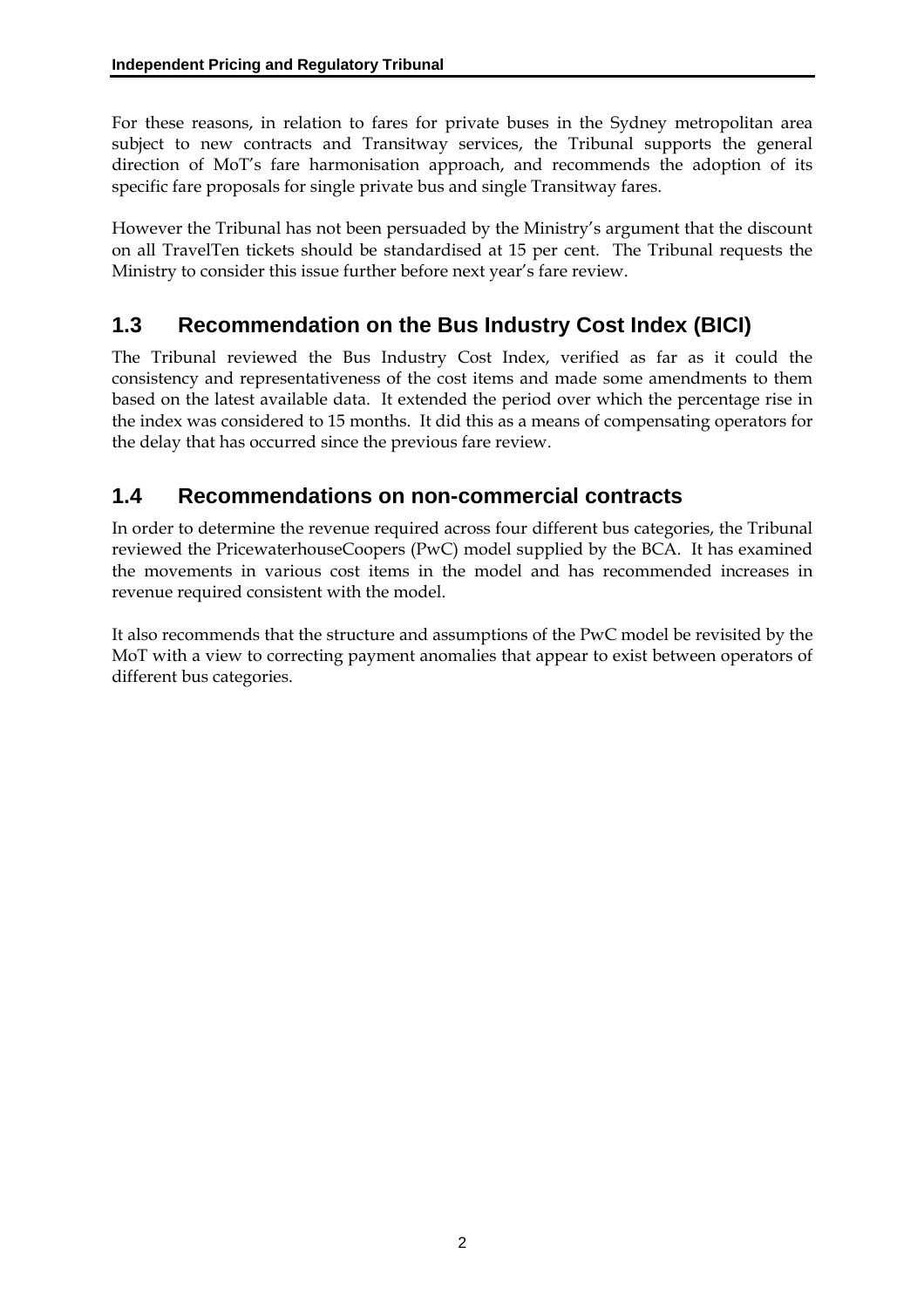For these reasons, in relation to fares for private buses in the Sydney metropolitan area subject to new contracts and Transitway services, the Tribunal supports the general direction of MoT's fare harmonisation approach, and recommends the adoption of its specific fare proposals for single private bus and single Transitway fares.

However the Tribunal has not been persuaded by the Ministry's argument that the discount on all TravelTen tickets should be standardised at 15 per cent. The Tribunal requests the Ministry to consider this issue further before next year's fare review.

## 1.3 Recommendation on the Bus Industry Cost Index (BICI)

The Tribunal reviewed the Bus Industry Cost Index, verified as far as it could the consistency and representativeness of the cost items and made some amendments to them based on the latest available data. It extended the period over which the percentage rise in the index was considered to 15 months. It did this as a means of compensating operators for the delay that has occurred since the previous fare review.

## 1.4 Recommendations on non-commercial contracts

In order to determine the revenue required across four different bus categories, the Tribunal reviewed the PricewaterhouseCoopers (PwC) model supplied by the BCA. It has examined the movements in various cost items in the model and has recommended increases in revenue required consistent with the model.

It also recommends that the structure and assumptions of the PwC model be revisited by the MoT with a view to correcting payment anomalies that appear to exist between operators of different bus categories.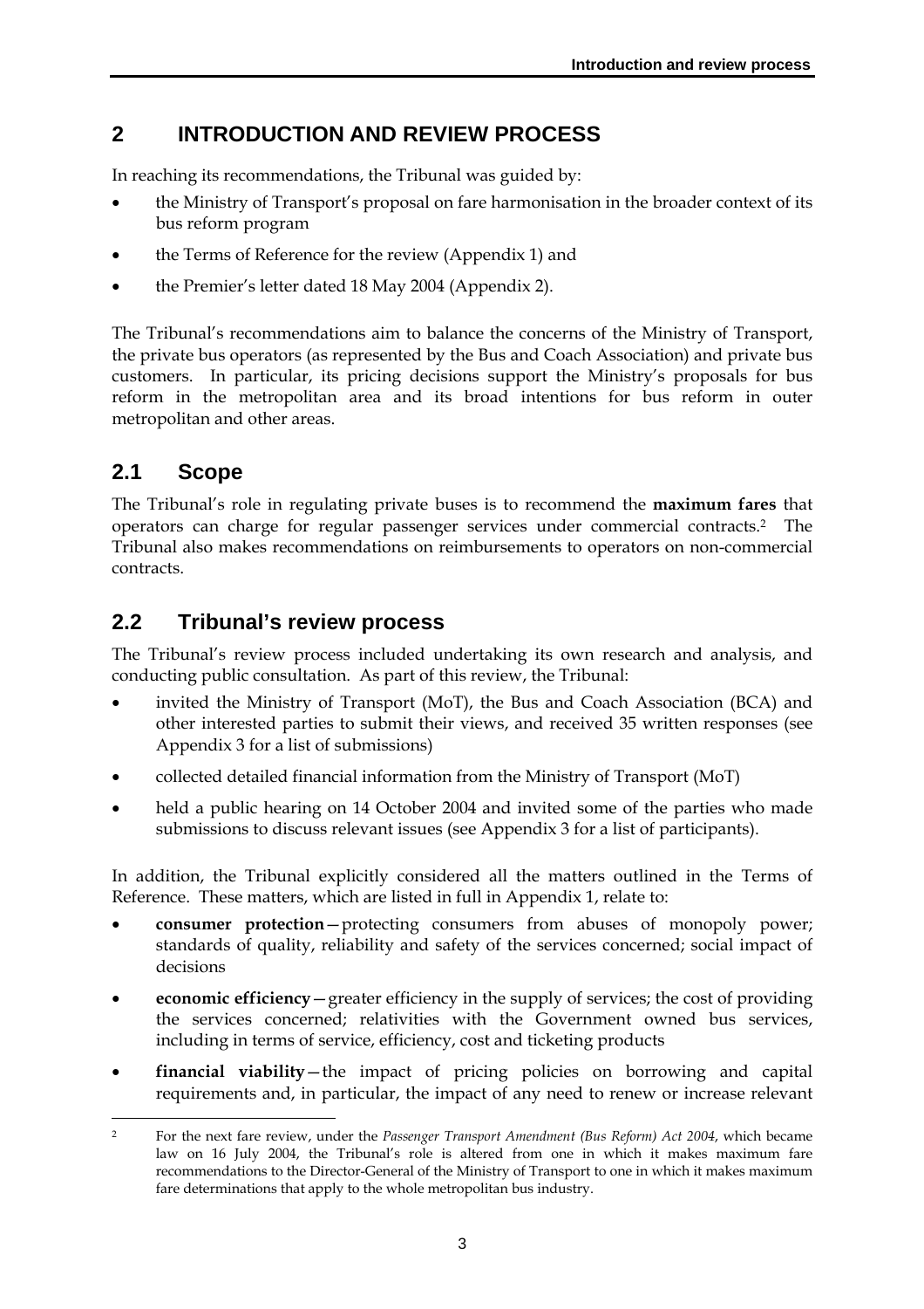# 2 INTRODUCTION AND REVIEW PROCESS

In reaching its recommendations, the Tribunal was guided by:

- the Ministry of Transport's proposal on fare harmonisation in the broader context of its bus reform program
- the Terms of Reference for the review (Appendix 1) and
- the Premier's letter dated 18 May 2004 (Appendix 2).

The Tribunal's recommendations aim to balance the concerns of the Ministry of Transport, the private bus operators (as represented by the Bus and Coach Association) and private bus customers. In particular, its pricing decisions support the Ministry's proposals for bus reform in the metropolitan area and its broad intentions for bus reform in outer metropolitan and other areas.

## 2.1 Scope

The Tribunal's role in regulating private buses is to recommend the **maximum fares** that operators can charge for regular passenger services under commercial contracts.[2] The Tribunal also makes recommendations on reimbursements to operators on non-commercial contracts.

## 2.2 Tribunal's review process

The Tribunal's review process included undertaking its own research and analysis, and conducting public consultation. As part of this review, the Tribunal:

- invited the Ministry of Transport (MoT), the Bus and Coach Association (BCA) and other interested parties to submit their views, and received 35 written responses (see Appendix 3 for a list of submissions)
- collected detailed financial information from the Ministry of Transport (MoT)
- held a public hearing on 14 October 2004 and invited some of the parties who made submissions to discuss relevant issues (see Appendix 3 for a list of participants).

In addition, the Tribunal explicitly considered all the matters outlined in the Terms of Reference. These matters, which are listed in full in Appendix 1, relate to:

- **consumer protection**—protecting consumers from abuses of monopoly power; standards of quality, reliability and safety of the services concerned; social impact of decisions
- **economic efficiency**—greater efficiency in the supply of services; the cost of providing the services concerned; relativities with the Government owned bus services, including in terms of service, efficiency, cost and ticketing products
- **financial viability**—the impact of pricing policies on borrowing and capital requirements and, in particular, the impact of any need to renew or increase relevant

---

[2] For the next fare review, under the *Passenger Transport Amendment (Bus Reform) Act 2004*, which became law on 16 July 2004, the Tribunal's role is altered from one in which it makes maximum fare recommendations to the Director-General of the Ministry of Transport to one in which it makes maximum fare determinations that apply to the whole metropolitan bus industry.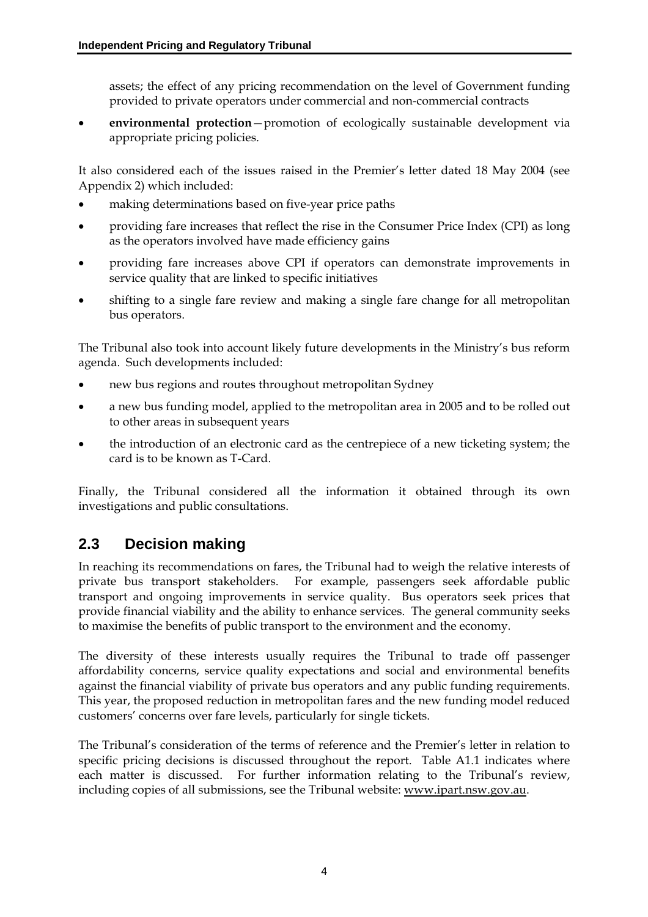assets; the effect of any pricing recommendation on the level of Government funding provided to private operators under commercial and non-commercial contracts

- **environmental protection**—promotion of ecologically sustainable development via appropriate pricing policies.

It also considered each of the issues raised in the Premier's letter dated 18 May 2004 (see Appendix 2) which included:

- making determinations based on five-year price paths
- providing fare increases that reflect the rise in the Consumer Price Index (CPI) as long as the operators involved have made efficiency gains
- providing fare increases above CPI if operators can demonstrate improvements in service quality that are linked to specific initiatives
- shifting to a single fare review and making a single fare change for all metropolitan bus operators.

The Tribunal also took into account likely future developments in the Ministry's bus reform agenda. Such developments included:

- new bus regions and routes throughout metropolitan Sydney
- a new bus funding model, applied to the metropolitan area in 2005 and to be rolled out to other areas in subsequent years
- the introduction of an electronic card as the centrepiece of a new ticketing system; the card is to be known as T-Card.

Finally, the Tribunal considered all the information it obtained through its own investigations and public consultations.

## 2.3 Decision making

In reaching its recommendations on fares, the Tribunal had to weigh the relative interests of private bus transport stakeholders. For example, passengers seek affordable public transport and ongoing improvements in service quality. Bus operators seek prices that provide financial viability and the ability to enhance services. The general community seeks to maximise the benefits of public transport to the environment and the economy.

The diversity of these interests usually requires the Tribunal to trade off passenger affordability concerns, service quality expectations and social and environmental benefits against the financial viability of private bus operators and any public funding requirements. This year, the proposed reduction in metropolitan fares and the new funding model reduced customers' concerns over fare levels, particularly for single tickets.

The Tribunal's consideration of the terms of reference and the Premier's letter in relation to specific pricing decisions is discussed throughout the report. Table A1.1 indicates where each matter is discussed. For further information relating to the Tribunal's review, including copies of all submissions, see the Tribunal website: www.ipart.nsw.gov.au.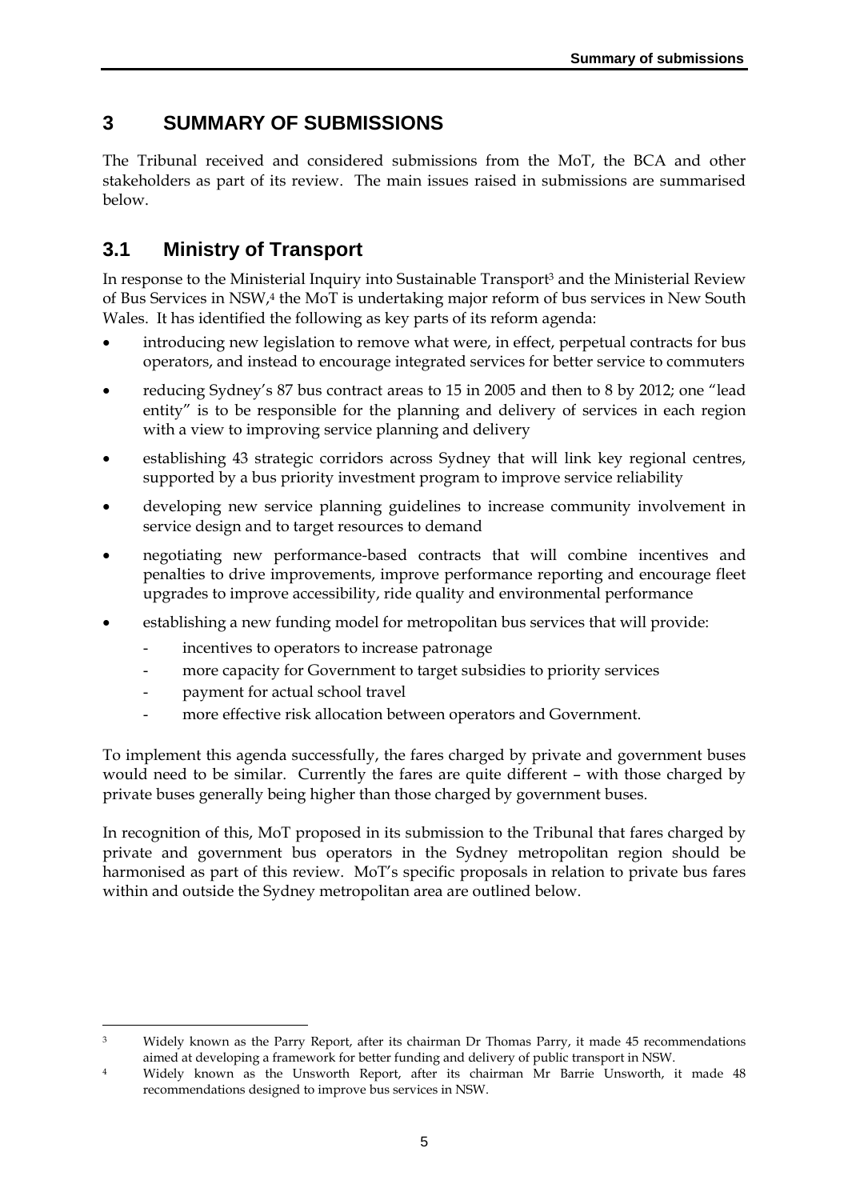# 3 SUMMARY OF SUBMISSIONS

The Tribunal received and considered submissions from the MoT, the BCA and other stakeholders as part of its review. The main issues raised in submissions are summarised below.

## 3.1 Ministry of Transport

In response to the Ministerial Inquiry into Sustainable Transport[3] and the Ministerial Review of Bus Services in NSW,[4] the MoT is undertaking major reform of bus services in New South Wales. It has identified the following as key parts of its reform agenda:

- introducing new legislation to remove what were, in effect, perpetual contracts for bus operators, and instead to encourage integrated services for better service to commuters
- reducing Sydney's 87 bus contract areas to 15 in 2005 and then to 8 by 2012; one "lead entity" is to be responsible for the planning and delivery of services in each region with a view to improving service planning and delivery
- establishing 43 strategic corridors across Sydney that will link key regional centres, supported by a bus priority investment program to improve service reliability
- developing new service planning guidelines to increase community involvement in service design and to target resources to demand
- negotiating new performance-based contracts that will combine incentives and penalties to drive improvements, improve performance reporting and encourage fleet upgrades to improve accessibility, ride quality and environmental performance
- establishing a new funding model for metropolitan bus services that will provide:
  - incentives to operators to increase patronage
  - more capacity for Government to target subsidies to priority services
  - payment for actual school travel
  - more effective risk allocation between operators and Government.

To implement this agenda successfully, the fares charged by private and government buses would need to be similar. Currently the fares are quite different – with those charged by private buses generally being higher than those charged by government buses.

In recognition of this, MoT proposed in its submission to the Tribunal that fares charged by private and government bus operators in the Sydney metropolitan region should be harmonised as part of this review. MoT's specific proposals in relation to private bus fares within and outside the Sydney metropolitan area are outlined below.

---

[3] Widely known as the Parry Report, after its chairman Dr Thomas Parry, it made 45 recommendations aimed at developing a framework for better funding and delivery of public transport in NSW.

[4] Widely known as the Unsworth Report, after its chairman Mr Barrie Unsworth, it made 48 recommendations designed to improve bus services in NSW.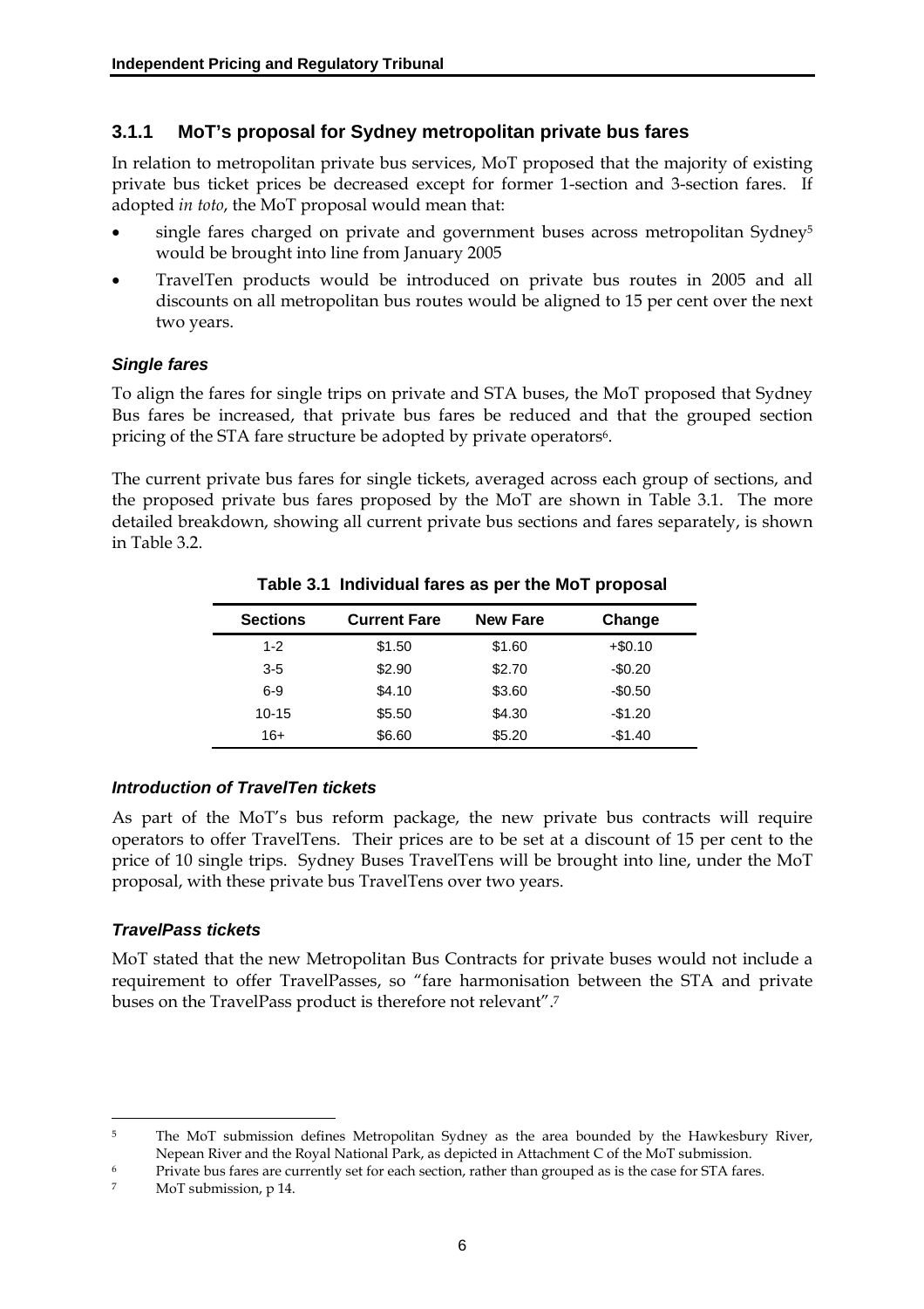### 3.1.1 MoT's proposal for Sydney metropolitan private bus fares

In relation to metropolitan private bus services, MoT proposed that the majority of existing private bus ticket prices be decreased except for former 1-section and 3-section fares. If adopted *in toto*, the MoT proposal would mean that:

- single fares charged on private and government buses across metropolitan Sydney[5] would be brought into line from January 2005
- TravelTen products would be introduced on private bus routes in 2005 and all discounts on all metropolitan bus routes would be aligned to 15 per cent over the next two years.

#### *Single fares*

To align the fares for single trips on private and STA buses, the MoT proposed that Sydney Bus fares be increased, that private bus fares be reduced and that the grouped section pricing of the STA fare structure be adopted by private operators[6].

The current private bus fares for single tickets, averaged across each group of sections, and the proposed private bus fares proposed by the MoT are shown in Table 3.1. The more detailed breakdown, showing all current private bus sections and fares separately, is shown in Table 3.2.

**Table 3.1 Individual fares as per the MoT proposal**

| Sections | Current Fare | New Fare | Change |
|---|---|---|---|
| 1-2 | $1.50 | $1.60 | +$0.10 |
| 3-5 | $2.90 | $2.70 | -$0.20 |
| 6-9 | $4.10 | $3.60 | -$0.50 |
| 10-15 | $5.50 | $4.30 | -$1.20 |
| 16+ | $6.60 | $5.20 | -$1.40 |

#### *Introduction of TravelTen tickets*

As part of the MoT's bus reform package, the new private bus contracts will require operators to offer TravelTens. Their prices are to be set at a discount of 15 per cent to the price of 10 single trips. Sydney Buses TravelTens will be brought into line, under the MoT proposal, with these private bus TravelTens over two years.

#### *TravelPass tickets*

MoT stated that the new Metropolitan Bus Contracts for private buses would not include a requirement to offer TravelPasses, so "fare harmonisation between the STA and private buses on the TravelPass product is therefore not relevant".[7]

---

[5] The MoT submission defines Metropolitan Sydney as the area bounded by the Hawkesbury River, Nepean River and the Royal National Park, as depicted in Attachment C of the MoT submission.

[6] Private bus fares are currently set for each section, rather than grouped as is the case for STA fares.

[7] MoT submission, p 14.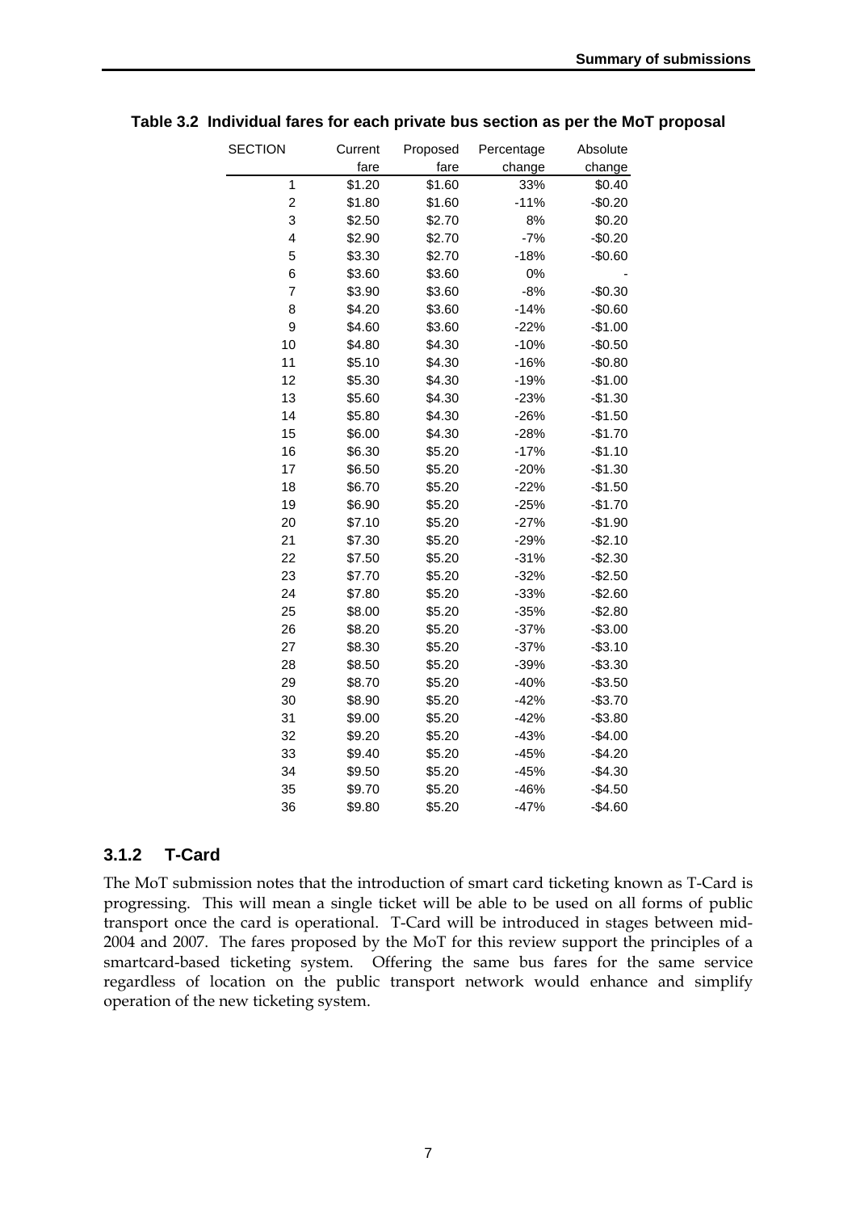**Table 3.2 Individual fares for each private bus section as per the MoT proposal**

| SECTION | Current fare | Proposed fare | Percentage change | Absolute change |
|---|---|---|---|---|
| 1 | $1.20 | $1.60 | 33% | $0.40 |
| 2 | $1.80 | $1.60 | -11% | -$0.20 |
| 3 | $2.50 | $2.70 | 8% | $0.20 |
| 4 | $2.90 | $2.70 | -7% | -$0.20 |
| 5 | $3.30 | $2.70 | -18% | -$0.60 |
| 6 | $3.60 | $3.60 | 0% | - |
| 7 | $3.90 | $3.60 | -8% | -$0.30 |
| 8 | $4.20 | $3.60 | -14% | -$0.60 |
| 9 | $4.60 | $3.60 | -22% | -$1.00 |
| 10 | $4.80 | $4.30 | -10% | -$0.50 |
| 11 | $5.10 | $4.30 | -16% | -$0.80 |
| 12 | $5.30 | $4.30 | -19% | -$1.00 |
| 13 | $5.60 | $4.30 | -23% | -$1.30 |
| 14 | $5.80 | $4.30 | -26% | -$1.50 |
| 15 | $6.00 | $4.30 | -28% | -$1.70 |
| 16 | $6.30 | $5.20 | -17% | -$1.10 |
| 17 | $6.50 | $5.20 | -20% | -$1.30 |
| 18 | $6.70 | $5.20 | -22% | -$1.50 |
| 19 | $6.90 | $5.20 | -25% | -$1.70 |
| 20 | $7.10 | $5.20 | -27% | -$1.90 |
| 21 | $7.30 | $5.20 | -29% | -$2.10 |
| 22 | $7.50 | $5.20 | -31% | -$2.30 |
| 23 | $7.70 | $5.20 | -32% | -$2.50 |
| 24 | $7.80 | $5.20 | -33% | -$2.60 |
| 25 | $8.00 | $5.20 | -35% | -$2.80 |
| 26 | $8.20 | $5.20 | -37% | -$3.00 |
| 27 | $8.30 | $5.20 | -37% | -$3.10 |
| 28 | $8.50 | $5.20 | -39% | -$3.30 |
| 29 | $8.70 | $5.20 | -40% | -$3.50 |
| 30 | $8.90 | $5.20 | -42% | -$3.70 |
| 31 | $9.00 | $5.20 | -42% | -$3.80 |
| 32 | $9.20 | $5.20 | -43% | -$4.00 |
| 33 | $9.40 | $5.20 | -45% | -$4.20 |
| 34 | $9.50 | $5.20 | -45% | -$4.30 |
| 35 | $9.70 | $5.20 | -46% | -$4.50 |
| 36 | $9.80 | $5.20 | -47% | -$4.60 |

### 3.1.2 T-Card

The MoT submission notes that the introduction of smart card ticketing known as T-Card is progressing. This will mean a single ticket will be able to be used on all forms of public transport once the card is operational. T-Card will be introduced in stages between mid-2004 and 2007. The fares proposed by the MoT for this review support the principles of a smartcard-based ticketing system. Offering the same bus fares for the same service regardless of location on the public transport network would enhance and simplify operation of the new ticketing system.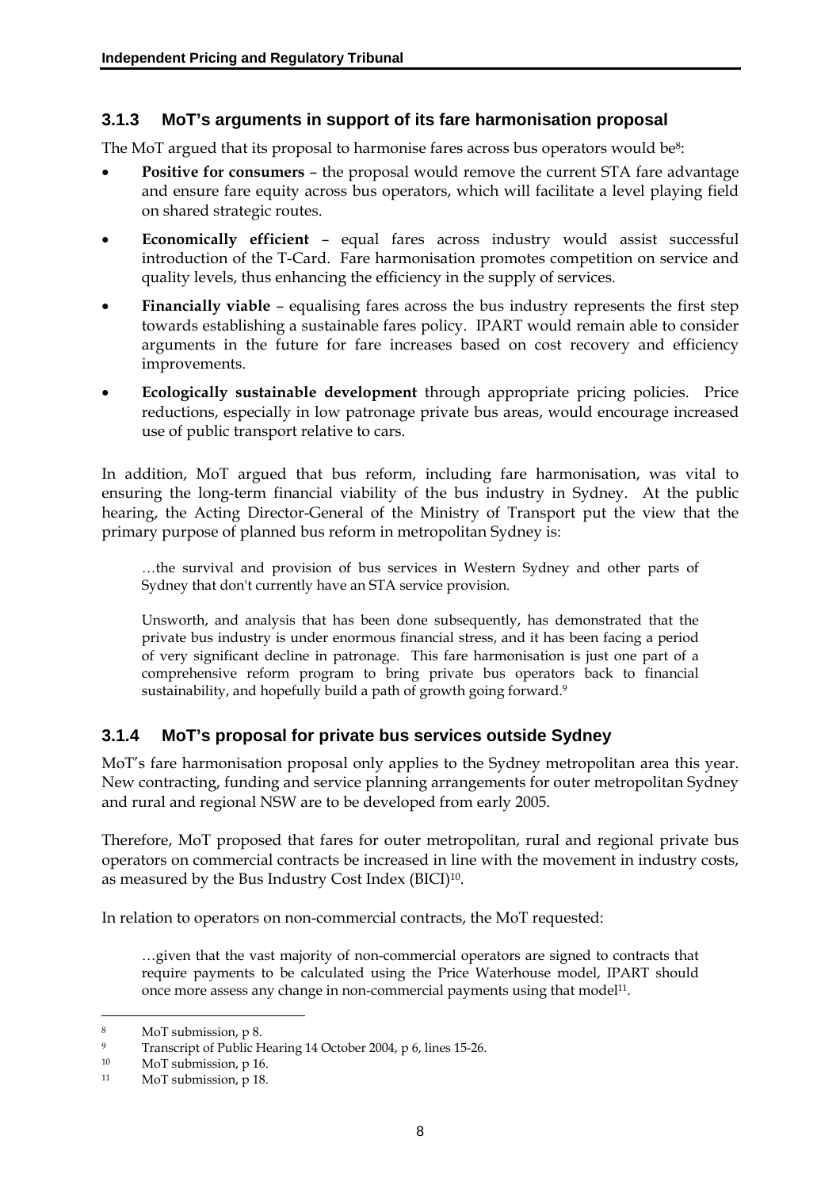### 3.1.3 MoT's arguments in support of its fare harmonisation proposal

The MoT argued that its proposal to harmonise fares across bus operators would be[8]:

- **Positive for consumers** – the proposal would remove the current STA fare advantage and ensure fare equity across bus operators, which will facilitate a level playing field on shared strategic routes.
- **Economically efficient** – equal fares across industry would assist successful introduction of the T-Card. Fare harmonisation promotes competition on service and quality levels, thus enhancing the efficiency in the supply of services.
- **Financially viable** – equalising fares across the bus industry represents the first step towards establishing a sustainable fares policy. IPART would remain able to consider arguments in the future for fare increases based on cost recovery and efficiency improvements.
- **Ecologically sustainable development** through appropriate pricing policies. Price reductions, especially in low patronage private bus areas, would encourage increased use of public transport relative to cars.

In addition, MoT argued that bus reform, including fare harmonisation, was vital to ensuring the long-term financial viability of the bus industry in Sydney. At the public hearing, the Acting Director-General of the Ministry of Transport put the view that the primary purpose of planned bus reform in metropolitan Sydney is:

> …the survival and provision of bus services in Western Sydney and other parts of Sydney that don't currently have an STA service provision.
>
> Unsworth, and analysis that has been done subsequently, has demonstrated that the private bus industry is under enormous financial stress, and it has been facing a period of very significant decline in patronage. This fare harmonisation is just one part of a comprehensive reform program to bring private bus operators back to financial sustainability, and hopefully build a path of growth going forward.[9]

### 3.1.4 MoT's proposal for private bus services outside Sydney

MoT's fare harmonisation proposal only applies to the Sydney metropolitan area this year. New contracting, funding and service planning arrangements for outer metropolitan Sydney and rural and regional NSW are to be developed from early 2005.

Therefore, MoT proposed that fares for outer metropolitan, rural and regional private bus operators on commercial contracts be increased in line with the movement in industry costs, as measured by the Bus Industry Cost Index (BICI)[10].

In relation to operators on non-commercial contracts, the MoT requested:

> …given that the vast majority of non-commercial operators are signed to contracts that require payments to be calculated using the Price Waterhouse model, IPART should once more assess any change in non-commercial payments using that model[11].

---

[8] MoT submission, p 8.

[9] Transcript of Public Hearing 14 October 2004, p 6, lines 15-26.

[10] MoT submission, p 16.

[11] MoT submission, p 18.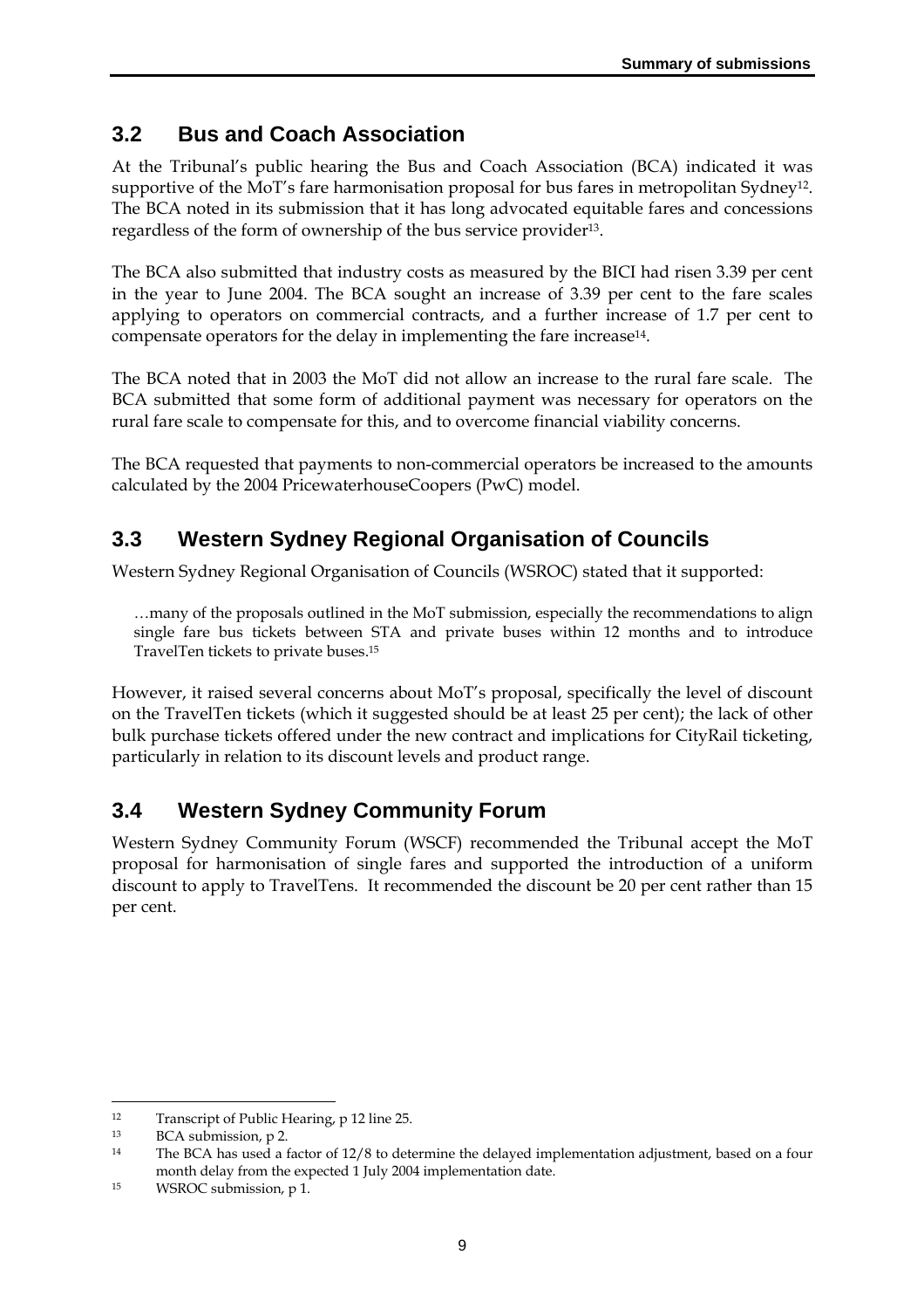## 3.2 Bus and Coach Association

At the Tribunal's public hearing the Bus and Coach Association (BCA) indicated it was supportive of the MoT's fare harmonisation proposal for bus fares in metropolitan Sydney[12]. The BCA noted in its submission that it has long advocated equitable fares and concessions regardless of the form of ownership of the bus service provider[13].

The BCA also submitted that industry costs as measured by the BICI had risen 3.39 per cent in the year to June 2004. The BCA sought an increase of 3.39 per cent to the fare scales applying to operators on commercial contracts, and a further increase of 1.7 per cent to compensate operators for the delay in implementing the fare increase[14].

The BCA noted that in 2003 the MoT did not allow an increase to the rural fare scale. The BCA submitted that some form of additional payment was necessary for operators on the rural fare scale to compensate for this, and to overcome financial viability concerns.

The BCA requested that payments to non-commercial operators be increased to the amounts calculated by the 2004 PricewaterhouseCoopers (PwC) model.

## 3.3 Western Sydney Regional Organisation of Councils

Western Sydney Regional Organisation of Councils (WSROC) stated that it supported:

> …many of the proposals outlined in the MoT submission, especially the recommendations to align single fare bus tickets between STA and private buses within 12 months and to introduce TravelTen tickets to private buses.[15]

However, it raised several concerns about MoT's proposal, specifically the level of discount on the TravelTen tickets (which it suggested should be at least 25 per cent); the lack of other bulk purchase tickets offered under the new contract and implications for CityRail ticketing, particularly in relation to its discount levels and product range.

## 3.4 Western Sydney Community Forum

Western Sydney Community Forum (WSCF) recommended the Tribunal accept the MoT proposal for harmonisation of single fares and supported the introduction of a uniform discount to apply to TravelTens. It recommended the discount be 20 per cent rather than 15 per cent.

---

[12] Transcript of Public Hearing, p 12 line 25.

[13] BCA submission, p 2.

[14] The BCA has used a factor of 12/8 to determine the delayed implementation adjustment, based on a four month delay from the expected 1 July 2004 implementation date.

[15] WSROC submission, p 1.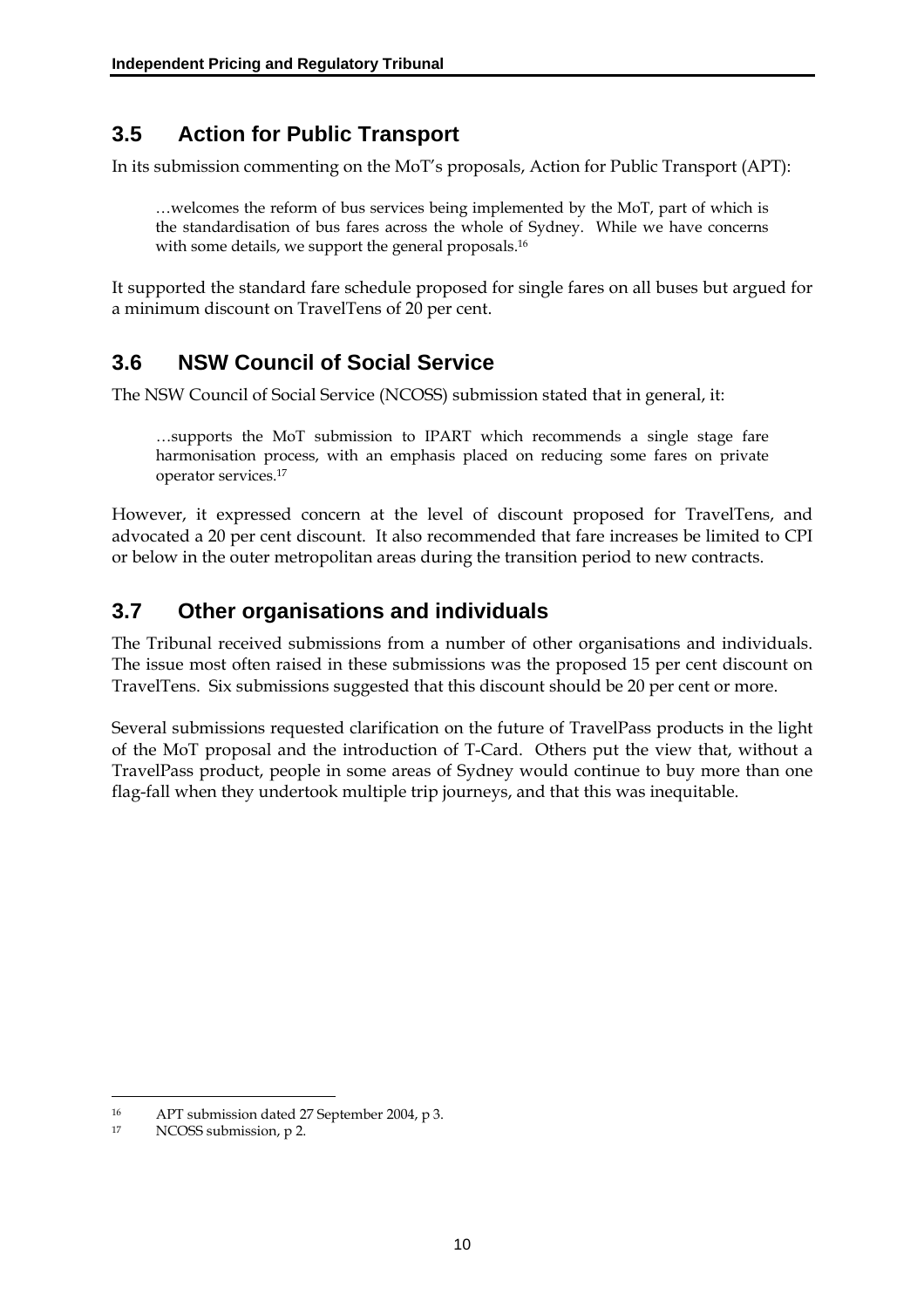## 3.5 Action for Public Transport

In its submission commenting on the MoT's proposals, Action for Public Transport (APT):

> …welcomes the reform of bus services being implemented by the MoT, part of which is the standardisation of bus fares across the whole of Sydney. While we have concerns with some details, we support the general proposals.[16]

It supported the standard fare schedule proposed for single fares on all buses but argued for a minimum discount on TravelTens of 20 per cent.

## 3.6 NSW Council of Social Service

The NSW Council of Social Service (NCOSS) submission stated that in general, it:

> …supports the MoT submission to IPART which recommends a single stage fare harmonisation process, with an emphasis placed on reducing some fares on private operator services.[17]

However, it expressed concern at the level of discount proposed for TravelTens, and advocated a 20 per cent discount. It also recommended that fare increases be limited to CPI or below in the outer metropolitan areas during the transition period to new contracts.

## 3.7 Other organisations and individuals

The Tribunal received submissions from a number of other organisations and individuals. The issue most often raised in these submissions was the proposed 15 per cent discount on TravelTens. Six submissions suggested that this discount should be 20 per cent or more.

Several submissions requested clarification on the future of TravelPass products in the light of the MoT proposal and the introduction of T-Card. Others put the view that, without a TravelPass product, people in some areas of Sydney would continue to buy more than one flag-fall when they undertook multiple trip journeys, and that this was inequitable.

---

[16] APT submission dated 27 September 2004, p 3.

[17] NCOSS submission, p 2.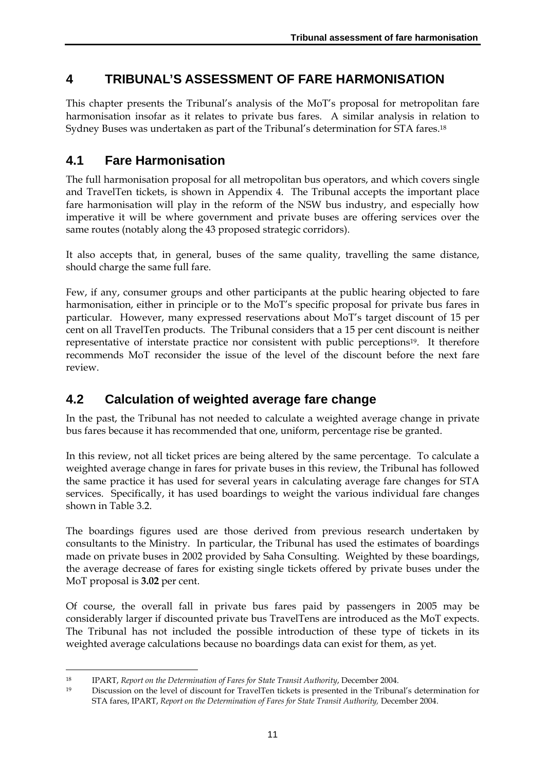# 4 TRIBUNAL'S ASSESSMENT OF FARE HARMONISATION

This chapter presents the Tribunal's analysis of the MoT's proposal for metropolitan fare harmonisation insofar as it relates to private bus fares. A similar analysis in relation to Sydney Buses was undertaken as part of the Tribunal's determination for STA fares.[18]

## 4.1 Fare Harmonisation

The full harmonisation proposal for all metropolitan bus operators, and which covers single and TravelTen tickets, is shown in Appendix 4. The Tribunal accepts the important place fare harmonisation will play in the reform of the NSW bus industry, and especially how imperative it will be where government and private buses are offering services over the same routes (notably along the 43 proposed strategic corridors).

It also accepts that, in general, buses of the same quality, travelling the same distance, should charge the same full fare.

Few, if any, consumer groups and other participants at the public hearing objected to fare harmonisation, either in principle or to the MoT's specific proposal for private bus fares in particular. However, many expressed reservations about MoT's target discount of 15 per cent on all TravelTen products. The Tribunal considers that a 15 per cent discount is neither representative of interstate practice nor consistent with public perceptions[19]. It therefore recommends MoT reconsider the issue of the level of the discount before the next fare review.

## 4.2 Calculation of weighted average fare change

In the past, the Tribunal has not needed to calculate a weighted average change in private bus fares because it has recommended that one, uniform, percentage rise be granted.

In this review, not all ticket prices are being altered by the same percentage. To calculate a weighted average change in fares for private buses in this review, the Tribunal has followed the same practice it has used for several years in calculating average fare changes for STA services. Specifically, it has used boardings to weight the various individual fare changes shown in Table 3.2.

The boardings figures used are those derived from previous research undertaken by consultants to the Ministry. In particular, the Tribunal has used the estimates of boardings made on private buses in 2002 provided by Saha Consulting. Weighted by these boardings, the average decrease of fares for existing single tickets offered by private buses under the MoT proposal is **3.02** per cent.

Of course, the overall fall in private bus fares paid by passengers in 2005 may be considerably larger if discounted private bus TravelTens are introduced as the MoT expects. The Tribunal has not included the possible introduction of these type of tickets in its weighted average calculations because no boardings data can exist for them, as yet.

---

[18] IPART, *Report on the Determination of Fares for State Transit Authority*, December 2004.

[19] Discussion on the level of discount for TravelTen tickets is presented in the Tribunal's determination for STA fares, IPART, *Report on the Determination of Fares for State Transit Authority,* December 2004.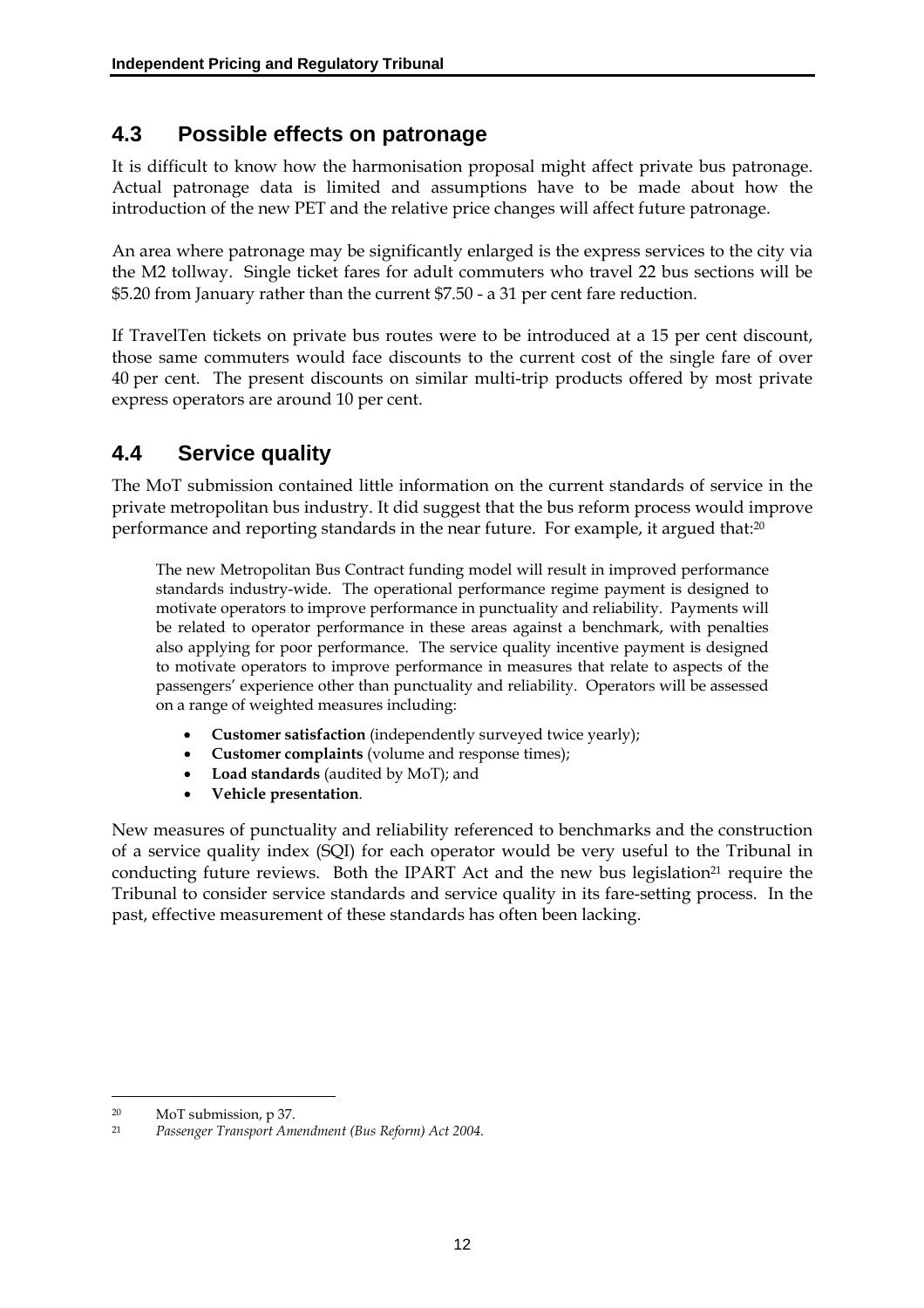## 4.3 Possible effects on patronage

It is difficult to know how the harmonisation proposal might affect private bus patronage. Actual patronage data is limited and assumptions have to be made about how the introduction of the new PET and the relative price changes will affect future patronage.

An area where patronage may be significantly enlarged is the express services to the city via the M2 tollway. Single ticket fares for adult commuters who travel 22 bus sections will be $5.20 from January rather than the current $7.50 - a 31 per cent fare reduction.

If TravelTen tickets on private bus routes were to be introduced at a 15 per cent discount, those same commuters would face discounts to the current cost of the single fare of over 40 per cent. The present discounts on similar multi-trip products offered by most private express operators are around 10 per cent.

## 4.4 Service quality

The MoT submission contained little information on the current standards of service in the private metropolitan bus industry. It did suggest that the bus reform process would improve performance and reporting standards in the near future. For example, it argued that:[20]

> The new Metropolitan Bus Contract funding model will result in improved performance standards industry-wide. The operational performance regime payment is designed to motivate operators to improve performance in punctuality and reliability. Payments will be related to operator performance in these areas against a benchmark, with penalties also applying for poor performance. The service quality incentive payment is designed to motivate operators to improve performance in measures that relate to aspects of the passengers' experience other than punctuality and reliability. Operators will be assessed on a range of weighted measures including:
>
> - **Customer satisfaction** (independently surveyed twice yearly);
> - **Customer complaints** (volume and response times);
> - **Load standards** (audited by MoT); and
> - **Vehicle presentation**.

New measures of punctuality and reliability referenced to benchmarks and the construction of a service quality index (SQI) for each operator would be very useful to the Tribunal in conducting future reviews. Both the IPART Act and the new bus legislation[21] require the Tribunal to consider service standards and service quality in its fare-setting process. In the past, effective measurement of these standards has often been lacking.

---

[20] MoT submission, p 37.

[21] *Passenger Transport Amendment (Bus Reform) Act 2004.*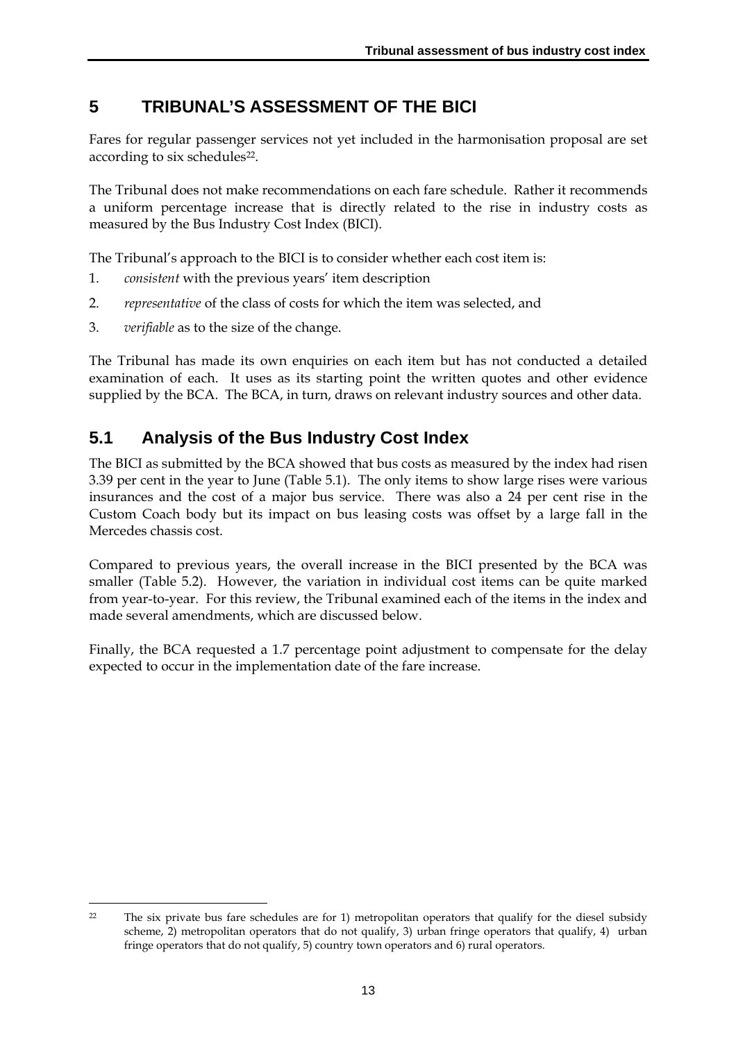# 5 TRIBUNAL'S ASSESSMENT OF THE BICI

Fares for regular passenger services not yet included in the harmonisation proposal are set according to six schedules[22].

The Tribunal does not make recommendations on each fare schedule. Rather it recommends a uniform percentage increase that is directly related to the rise in industry costs as measured by the Bus Industry Cost Index (BICI).

The Tribunal's approach to the BICI is to consider whether each cost item is:

1. *consistent* with the previous years' item description
2. *representative* of the class of costs for which the item was selected, and
3. *verifiable* as to the size of the change.

The Tribunal has made its own enquiries on each item but has not conducted a detailed examination of each. It uses as its starting point the written quotes and other evidence supplied by the BCA. The BCA, in turn, draws on relevant industry sources and other data.

## 5.1 Analysis of the Bus Industry Cost Index

The BICI as submitted by the BCA showed that bus costs as measured by the index had risen 3.39 per cent in the year to June (Table 5.1). The only items to show large rises were various insurances and the cost of a major bus service. There was also a 24 per cent rise in the Custom Coach body but its impact on bus leasing costs was offset by a large fall in the Mercedes chassis cost.

Compared to previous years, the overall increase in the BICI presented by the BCA was smaller (Table 5.2). However, the variation in individual cost items can be quite marked from year-to-year. For this review, the Tribunal examined each of the items in the index and made several amendments, which are discussed below.

Finally, the BCA requested a 1.7 percentage point adjustment to compensate for the delay expected to occur in the implementation date of the fare increase.

---

[22] The six private bus fare schedules are for 1) metropolitan operators that qualify for the diesel subsidy scheme, 2) metropolitan operators that do not qualify, 3) urban fringe operators that qualify, 4) urban fringe operators that do not qualify, 5) country town operators and 6) rural operators.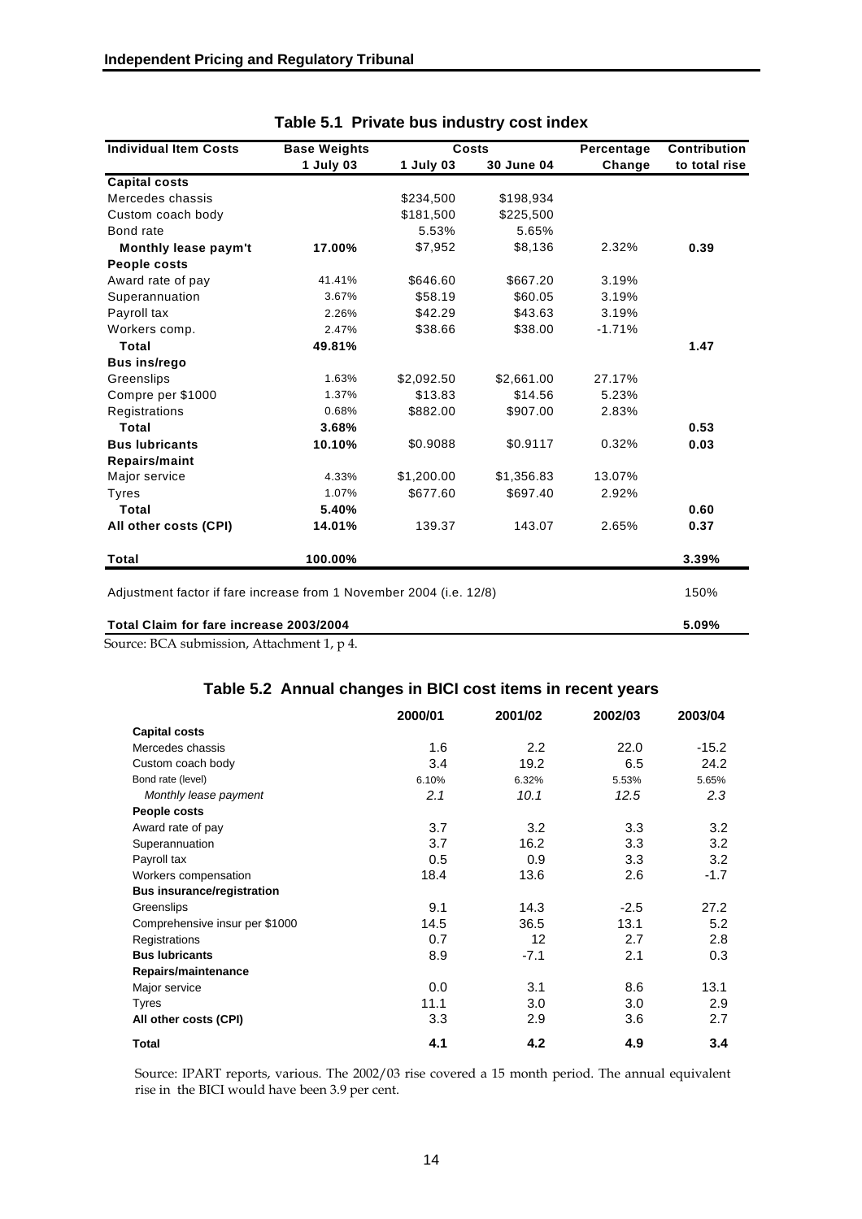**Table 5.1 Private bus industry cost index**

| Individual Item Costs | Base Weights | Costs | | Percentage | Contribution |
|---|---|---|---|---|---|
| | 1 July 03 | 1 July 03 | 30 June 04 | Change | to total rise |
| **Capital costs** | | | | | |
| Mercedes chassis | | $234,500 | $198,934 | | |
| Custom coach body | | $181,500 | $225,500 | | |
| Bond rate | | 5.53% | 5.65% | | |
| **Monthly lease paym't** | **17.00%** | $7,952 | $8,136 | 2.32% | **0.39** |
| **People costs** | | | | | |
| Award rate of pay | 41.41% | $646.60 | $667.20 | 3.19% | |
| Superannuation | 3.67% | $58.19 | $60.05 | 3.19% | |
| Payroll tax | 2.26% | $42.29 | $43.63 | 3.19% | |
| Workers comp. | 2.47% | $38.66 | $38.00 | -1.71% | |
| **Total** | **49.81%** | | | | **1.47** |
| **Bus ins/rego** | | | | | |
| Greenslips | 1.63% | $2,092.50 | $2,661.00 | 27.17% | |
| Compre per $1000 | 1.37% | $13.83 | $14.56 | 5.23% | |
| Registrations | 0.68% | $882.00 | $907.00 | 2.83% | |
| **Total** | **3.68%** | | | | **0.53** |
| **Bus lubricants** | **10.10%** | $0.9088 | $0.9117 | 0.32% | **0.03** |
| **Repairs/maint** | | | | | |
| Major service | 4.33% | $1,200.00 | $1,356.83 | 13.07% | |
| Tyres | 1.07% | $677.60 | $697.40 | 2.92% | |
| **Total** | **5.40%** | | | | **0.60** |
| **All other costs (CPI)** | **14.01%** | 139.37 | 143.07 | 2.65% | **0.37** |
| **Total** | **100.00%** | | | | **3.39%** |
| Adjustment factor if fare increase from 1 November 2004 (i.e. 12/8) | | | | | 150% |
| **Total Claim for fare increase 2003/2004** | | | | | **5.09%** |

Source: BCA submission, Attachment 1, p 4.

**Table 5.2 Annual changes in BICI cost items in recent years**

| | 2000/01 | 2001/02 | 2002/03 | 2003/04 |
|---|---|---|---|---|
| **Capital costs** | | | | |
| Mercedes chassis | 1.6 | 2.2 | 22.0 | -15.2 |
| Custom coach body | 3.4 | 19.2 | 6.5 | 24.2 |
| Bond rate (level) | 6.10% | 6.32% | 5.53% | 5.65% |
| *Monthly lease payment* | *2.1* | *10.1* | *12.5* | *2.3* |
| **People costs** | | | | |
| Award rate of pay | 3.7 | 3.2 | 3.3 | 3.2 |
| Superannuation | 3.7 | 16.2 | 3.3 | 3.2 |
| Payroll tax | 0.5 | 0.9 | 3.3 | 3.2 |
| Workers compensation | 18.4 | 13.6 | 2.6 | -1.7 |
| **Bus insurance/registration** | | | | |
| Greenslips | 9.1 | 14.3 | -2.5 | 27.2 |
| Comprehensive insur per $1000 | 14.5 | 36.5 | 13.1 | 5.2 |
| Registrations | 0.7 | 12 | 2.7 | 2.8 |
| **Bus lubricants** | 8.9 | -7.1 | 2.1 | 0.3 |
| **Repairs/maintenance** | | | | |
| Major service | 0.0 | 3.1 | 8.6 | 13.1 |
| Tyres | 11.1 | 3.0 | 3.0 | 2.9 |
| **All other costs (CPI)** | 3.3 | 2.9 | 3.6 | 2.7 |
| **Total** | **4.1** | **4.2** | **4.9** | **3.4** |

Source: IPART reports, various. The 2002/03 rise covered a 15 month period. The annual equivalent rise in the BICI would have been 3.9 per cent.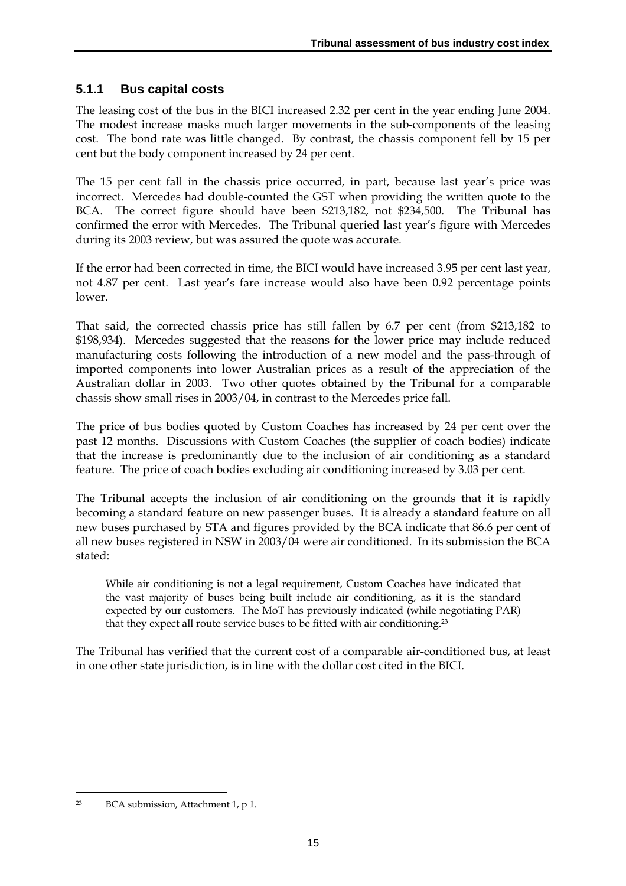### 5.1.1 Bus capital costs

The leasing cost of the bus in the BICI increased 2.32 per cent in the year ending June 2004. The modest increase masks much larger movements in the sub-components of the leasing cost. The bond rate was little changed. By contrast, the chassis component fell by 15 per cent but the body component increased by 24 per cent.

The 15 per cent fall in the chassis price occurred, in part, because last year's price was incorrect. Mercedes had double-counted the GST when providing the written quote to the BCA. The correct figure should have been $213,182, not $234,500. The Tribunal has confirmed the error with Mercedes. The Tribunal queried last year's figure with Mercedes during its 2003 review, but was assured the quote was accurate.

If the error had been corrected in time, the BICI would have increased 3.95 per cent last year, not 4.87 per cent. Last year's fare increase would also have been 0.92 percentage points lower.

That said, the corrected chassis price has still fallen by 6.7 per cent (from $213,182 to $198,934). Mercedes suggested that the reasons for the lower price may include reduced manufacturing costs following the introduction of a new model and the pass-through of imported components into lower Australian prices as a result of the appreciation of the Australian dollar in 2003. Two other quotes obtained by the Tribunal for a comparable chassis show small rises in 2003/04, in contrast to the Mercedes price fall.

The price of bus bodies quoted by Custom Coaches has increased by 24 per cent over the past 12 months. Discussions with Custom Coaches (the supplier of coach bodies) indicate that the increase is predominantly due to the inclusion of air conditioning as a standard feature. The price of coach bodies excluding air conditioning increased by 3.03 per cent.

The Tribunal accepts the inclusion of air conditioning on the grounds that it is rapidly becoming a standard feature on new passenger buses. It is already a standard feature on all new buses purchased by STA and figures provided by the BCA indicate that 86.6 per cent of all new buses registered in NSW in 2003/04 were air conditioned. In its submission the BCA stated:

> While air conditioning is not a legal requirement, Custom Coaches have indicated that the vast majority of buses being built include air conditioning, as it is the standard expected by our customers. The MoT has previously indicated (while negotiating PAR) that they expect all route service buses to be fitted with air conditioning.[23]

The Tribunal has verified that the current cost of a comparable air-conditioned bus, at least in one other state jurisdiction, is in line with the dollar cost cited in the BICI.

---

[23] BCA submission, Attachment 1, p 1.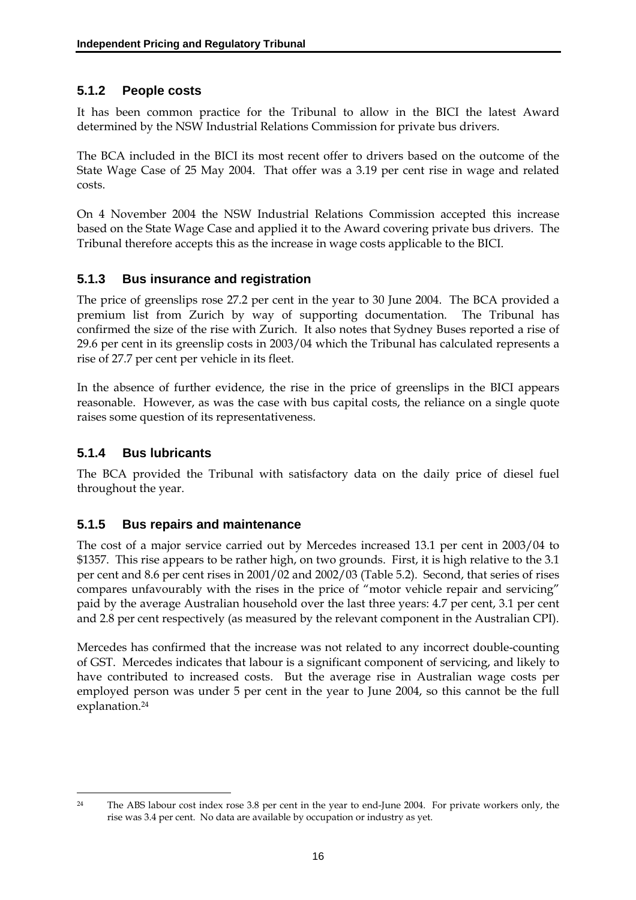### 5.1.2 People costs

It has been common practice for the Tribunal to allow in the BICI the latest Award determined by the NSW Industrial Relations Commission for private bus drivers.

The BCA included in the BICI its most recent offer to drivers based on the outcome of the State Wage Case of 25 May 2004. That offer was a 3.19 per cent rise in wage and related costs.

On 4 November 2004 the NSW Industrial Relations Commission accepted this increase based on the State Wage Case and applied it to the Award covering private bus drivers. The Tribunal therefore accepts this as the increase in wage costs applicable to the BICI.

### 5.1.3 Bus insurance and registration

The price of greenslips rose 27.2 per cent in the year to 30 June 2004. The BCA provided a premium list from Zurich by way of supporting documentation. The Tribunal has confirmed the size of the rise with Zurich. It also notes that Sydney Buses reported a rise of 29.6 per cent in its greenslip costs in 2003/04 which the Tribunal has calculated represents a rise of 27.7 per cent per vehicle in its fleet.

In the absence of further evidence, the rise in the price of greenslips in the BICI appears reasonable. However, as was the case with bus capital costs, the reliance on a single quote raises some question of its representativeness.

### 5.1.4 Bus lubricants

The BCA provided the Tribunal with satisfactory data on the daily price of diesel fuel throughout the year.

### 5.1.5 Bus repairs and maintenance

The cost of a major service carried out by Mercedes increased 13.1 per cent in 2003/04 to $1357. This rise appears to be rather high, on two grounds. First, it is high relative to the 3.1 per cent and 8.6 per cent rises in 2001/02 and 2002/03 (Table 5.2). Second, that series of rises compares unfavourably with the rises in the price of "motor vehicle repair and servicing" paid by the average Australian household over the last three years: 4.7 per cent, 3.1 per cent and 2.8 per cent respectively (as measured by the relevant component in the Australian CPI).

Mercedes has confirmed that the increase was not related to any incorrect double-counting of GST. Mercedes indicates that labour is a significant component of servicing, and likely to have contributed to increased costs. But the average rise in Australian wage costs per employed person was under 5 per cent in the year to June 2004, so this cannot be the full explanation.[24]

---

[24] The ABS labour cost index rose 3.8 per cent in the year to end-June 2004. For private workers only, the rise was 3.4 per cent. No data are available by occupation or industry as yet.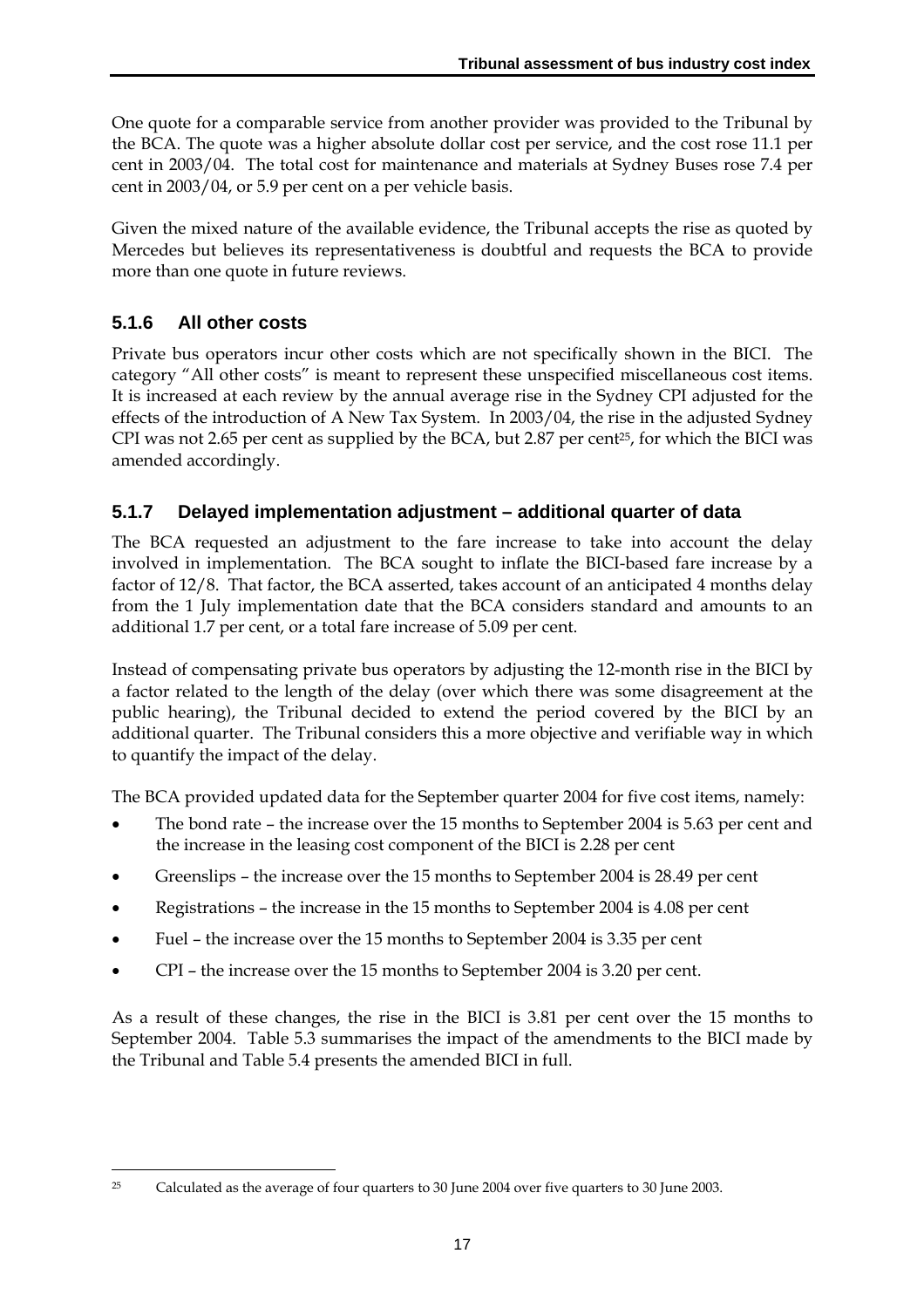One quote for a comparable service from another provider was provided to the Tribunal by the BCA. The quote was a higher absolute dollar cost per service, and the cost rose 11.1 per cent in 2003/04. The total cost for maintenance and materials at Sydney Buses rose 7.4 per cent in 2003/04, or 5.9 per cent on a per vehicle basis.

Given the mixed nature of the available evidence, the Tribunal accepts the rise as quoted by Mercedes but believes its representativeness is doubtful and requests the BCA to provide more than one quote in future reviews.

### 5.1.6 All other costs

Private bus operators incur other costs which are not specifically shown in the BICI. The category "All other costs" is meant to represent these unspecified miscellaneous cost items. It is increased at each review by the annual average rise in the Sydney CPI adjusted for the effects of the introduction of A New Tax System. In 2003/04, the rise in the adjusted Sydney CPI was not 2.65 per cent as supplied by the BCA, but 2.87 per cent[25], for which the BICI was amended accordingly.

### 5.1.7 Delayed implementation adjustment – additional quarter of data

The BCA requested an adjustment to the fare increase to take into account the delay involved in implementation. The BCA sought to inflate the BICI-based fare increase by a factor of 12/8. That factor, the BCA asserted, takes account of an anticipated 4 months delay from the 1 July implementation date that the BCA considers standard and amounts to an additional 1.7 per cent, or a total fare increase of 5.09 per cent.

Instead of compensating private bus operators by adjusting the 12-month rise in the BICI by a factor related to the length of the delay (over which there was some disagreement at the public hearing), the Tribunal decided to extend the period covered by the BICI by an additional quarter. The Tribunal considers this a more objective and verifiable way in which to quantify the impact of the delay.

The BCA provided updated data for the September quarter 2004 for five cost items, namely:

- The bond rate – the increase over the 15 months to September 2004 is 5.63 per cent and the increase in the leasing cost component of the BICI is 2.28 per cent
- Greenslips – the increase over the 15 months to September 2004 is 28.49 per cent
- Registrations – the increase in the 15 months to September 2004 is 4.08 per cent
- Fuel – the increase over the 15 months to September 2004 is 3.35 per cent
- CPI – the increase over the 15 months to September 2004 is 3.20 per cent.

As a result of these changes, the rise in the BICI is 3.81 per cent over the 15 months to September 2004. Table 5.3 summarises the impact of the amendments to the BICI made by the Tribunal and Table 5.4 presents the amended BICI in full.

---

[25] Calculated as the average of four quarters to 30 June 2004 over five quarters to 30 June 2003.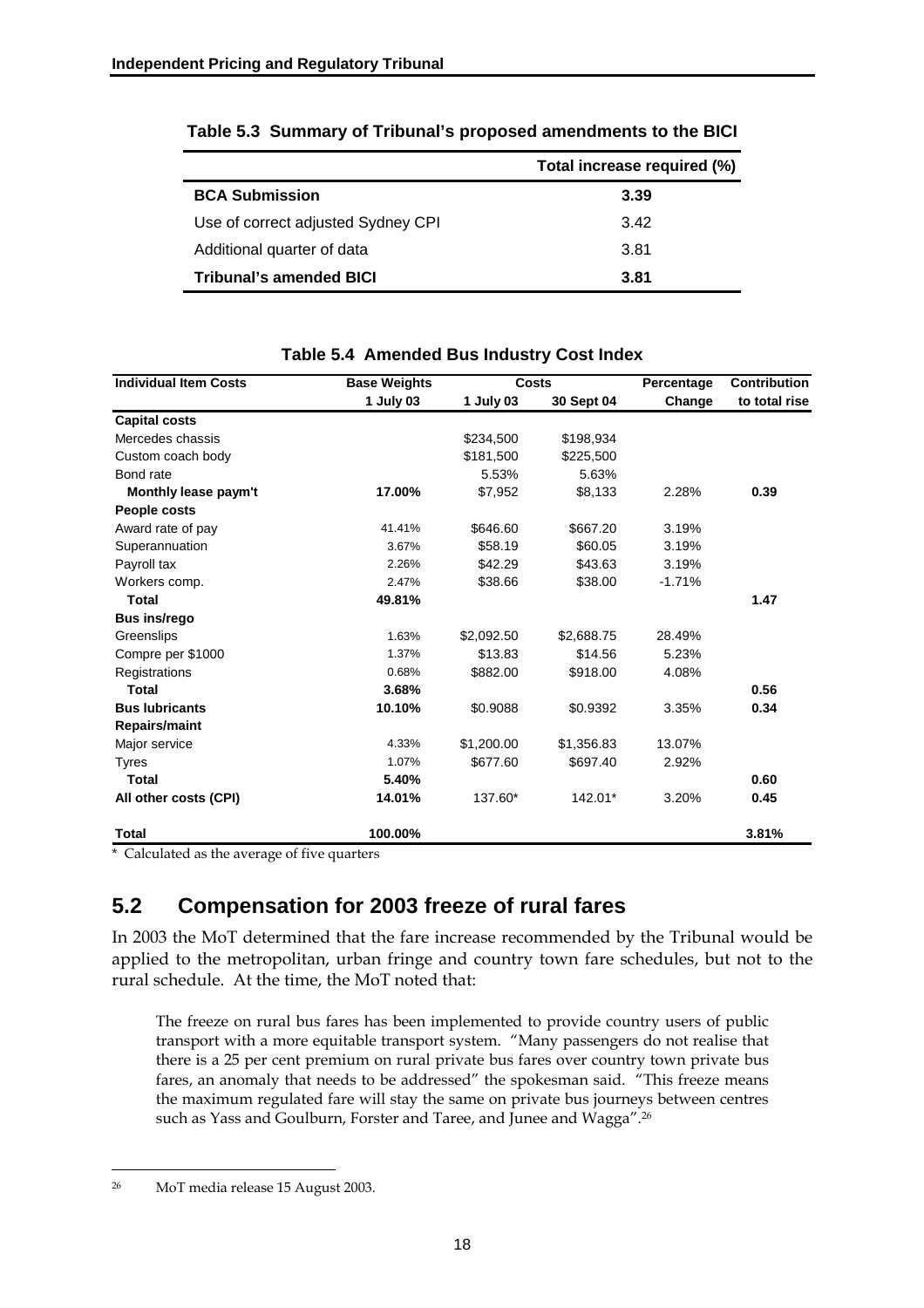**Table 5.3 Summary of Tribunal's proposed amendments to the BICI**

| | Total increase required (%) |
|---|---|
| **BCA Submission** | **3.39** |
| Use of correct adjusted Sydney CPI | 3.42 |
| Additional quarter of data | 3.81 |
| **Tribunal's amended BICI** | **3.81** |

**Table 5.4 Amended Bus Industry Cost Index**

| Individual Item Costs | Base Weights | Costs | | Percentage | Contribution |
|---|---|---|---|---|---|
| | 1 July 03 | 1 July 03 | 30 Sept 04 | Change | to total rise |
| **Capital costs** | | | | | |
| Mercedes chassis | | $234,500 | $198,934 | | |
| Custom coach body | | $181,500 | $225,500 | | |
| Bond rate | | 5.53% | 5.63% | | |
| **Monthly lease paym't** | **17.00%** | $7,952 | $8,133 | 2.28% | **0.39** |
| **People costs** | | | | | |
| Award rate of pay | 41.41% | $646.60 | $667.20 | 3.19% | |
| Superannuation | 3.67% | $58.19 | $60.05 | 3.19% | |
| Payroll tax | 2.26% | $42.29 | $43.63 | 3.19% | |
| Workers comp. | 2.47% | $38.66 | $38.00 | -1.71% | |
| **Total** | **49.81%** | | | | **1.47** |
| **Bus ins/rego** | | | | | |
| Greenslips | 1.63% | $2,092.50 | $2,688.75 | 28.49% | |
| Compre per $1000 | 1.37% | $13.83 | $14.56 | 5.23% | |
| Registrations | 0.68% | $882.00 | $918.00 | 4.08% | |
| **Total** | **3.68%** | | | | **0.56** |
| **Bus lubricants** | **10.10%** | $0.9088 | $0.9392 | 3.35% | **0.34** |
| **Repairs/maint** | | | | | |
| Major service | 4.33% | $1,200.00 | $1,356.83 | 13.07% | |
| Tyres | 1.07% | $677.60 | $697.40 | 2.92% | |
| **Total** | **5.40%** | | | | **0.60** |
| **All other costs (CPI)** | **14.01%** | 137.60* | 142.01* | 3.20% | **0.45** |
| **Total** | **100.00%** | | | | **3.81%** |

* Calculated as the average of five quarters

## 5.2 Compensation for 2003 freeze of rural fares

In 2003 the MoT determined that the fare increase recommended by the Tribunal would be applied to the metropolitan, urban fringe and country town fare schedules, but not to the rural schedule. At the time, the MoT noted that:

> The freeze on rural bus fares has been implemented to provide country users of public transport with a more equitable transport system. "Many passengers do not realise that there is a 25 per cent premium on rural private bus fares over country town private bus fares, an anomaly that needs to be addressed" the spokesman said. "This freeze means the maximum regulated fare will stay the same on private bus journeys between centres such as Yass and Goulburn, Forster and Taree, and Junee and Wagga".[26]

[26] MoT media release 15 August 2003.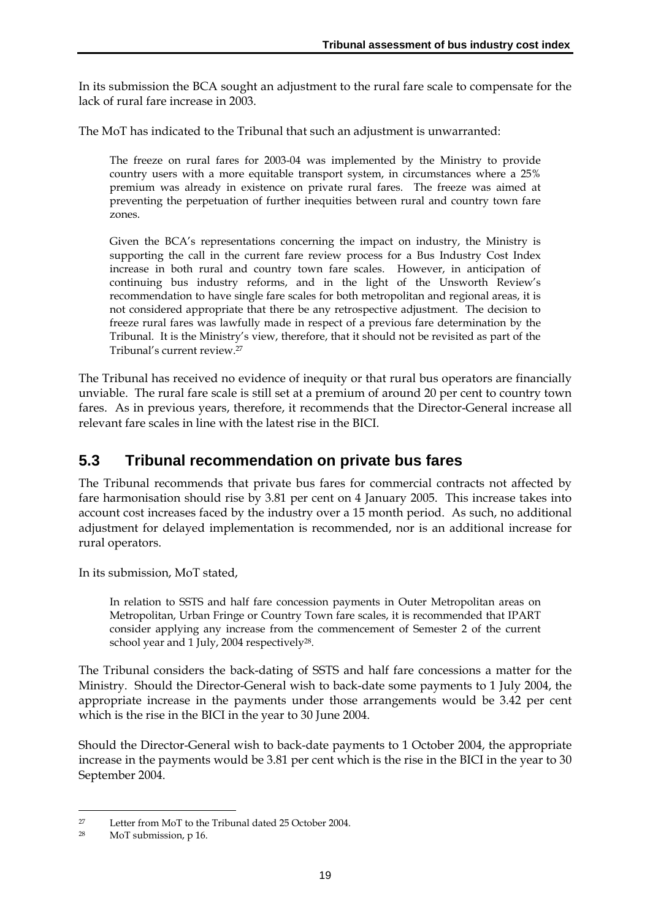In its submission the BCA sought an adjustment to the rural fare scale to compensate for the lack of rural fare increase in 2003.

The MoT has indicated to the Tribunal that such an adjustment is unwarranted:

> The freeze on rural fares for 2003-04 was implemented by the Ministry to provide country users with a more equitable transport system, in circumstances where a 25% premium was already in existence on private rural fares. The freeze was aimed at preventing the perpetuation of further inequities between rural and country town fare zones.
>
> Given the BCA's representations concerning the impact on industry, the Ministry is supporting the call in the current fare review process for a Bus Industry Cost Index increase in both rural and country town fare scales. However, in anticipation of continuing bus industry reforms, and in the light of the Unsworth Review's recommendation to have single fare scales for both metropolitan and regional areas, it is not considered appropriate that there be any retrospective adjustment. The decision to freeze rural fares was lawfully made in respect of a previous fare determination by the Tribunal. It is the Ministry's view, therefore, that it should not be revisited as part of the Tribunal's current review.[27]

The Tribunal has received no evidence of inequity or that rural bus operators are financially unviable. The rural fare scale is still set at a premium of around 20 per cent to country town fares. As in previous years, therefore, it recommends that the Director-General increase all relevant fare scales in line with the latest rise in the BICI.

## 5.3 Tribunal recommendation on private bus fares

The Tribunal recommends that private bus fares for commercial contracts not affected by fare harmonisation should rise by 3.81 per cent on 4 January 2005. This increase takes into account cost increases faced by the industry over a 15 month period. As such, no additional adjustment for delayed implementation is recommended, nor is an additional increase for rural operators.

In its submission, MoT stated,

> In relation to SSTS and half fare concession payments in Outer Metropolitan areas on Metropolitan, Urban Fringe or Country Town fare scales, it is recommended that IPART consider applying any increase from the commencement of Semester 2 of the current school year and 1 July, 2004 respectively[28].

The Tribunal considers the back-dating of SSTS and half fare concessions a matter for the Ministry. Should the Director-General wish to back-date some payments to 1 July 2004, the appropriate increase in the payments under those arrangements would be 3.42 per cent which is the rise in the BICI in the year to 30 June 2004.

Should the Director-General wish to back-date payments to 1 October 2004, the appropriate increase in the payments would be 3.81 per cent which is the rise in the BICI in the year to 30 September 2004.

---

[27] Letter from MoT to the Tribunal dated 25 October 2004.

[28] MoT submission, p 16.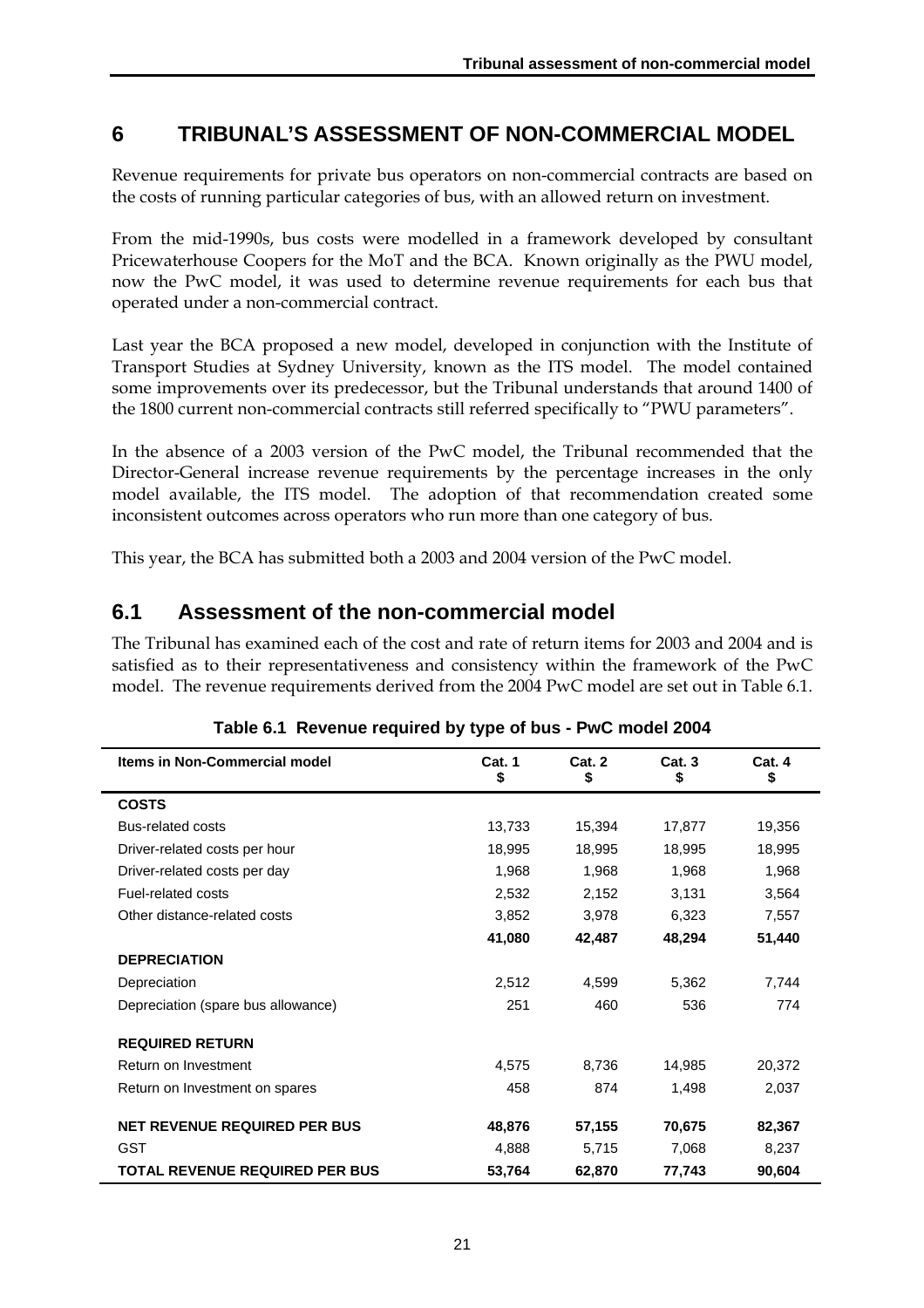# 6 TRIBUNAL'S ASSESSMENT OF NON-COMMERCIAL MODEL

Revenue requirements for private bus operators on non-commercial contracts are based on the costs of running particular categories of bus, with an allowed return on investment.

From the mid-1990s, bus costs were modelled in a framework developed by consultant Pricewaterhouse Coopers for the MoT and the BCA. Known originally as the PWU model, now the PwC model, it was used to determine revenue requirements for each bus that operated under a non-commercial contract.

Last year the BCA proposed a new model, developed in conjunction with the Institute of Transport Studies at Sydney University, known as the ITS model. The model contained some improvements over its predecessor, but the Tribunal understands that around 1400 of the 1800 current non-commercial contracts still referred specifically to "PWU parameters".

In the absence of a 2003 version of the PwC model, the Tribunal recommended that the Director-General increase revenue requirements by the percentage increases in the only model available, the ITS model. The adoption of that recommendation created some inconsistent outcomes across operators who run more than one category of bus.

This year, the BCA has submitted both a 2003 and 2004 version of the PwC model.

## 6.1 Assessment of the non-commercial model

The Tribunal has examined each of the cost and rate of return items for 2003 and 2004 and is satisfied as to their representativeness and consistency within the framework of the PwC model. The revenue requirements derived from the 2004 PwC model are set out in Table 6.1.

**Table 6.1 Revenue required by type of bus - PwC model 2004**

| Items in Non-Commercial model | Cat. 1 $ | Cat. 2 $ | Cat. 3 $ | Cat. 4 $ |
|---|---|---|---|---|
| **COSTS** | | | | |
| Bus-related costs | 13,733 | 15,394 | 17,877 | 19,356 |
| Driver-related costs per hour | 18,995 | 18,995 | 18,995 | 18,995 |
| Driver-related costs per day | 1,968 | 1,968 | 1,968 | 1,968 |
| Fuel-related costs | 2,532 | 2,152 | 3,131 | 3,564 |
| Other distance-related costs | 3,852 | 3,978 | 6,323 | 7,557 |
| | **41,080** | **42,487** | **48,294** | **51,440** |
| **DEPRECIATION** | | | | |
| Depreciation | 2,512 | 4,599 | 5,362 | 7,744 |
| Depreciation (spare bus allowance) | 251 | 460 | 536 | 774 |
| **REQUIRED RETURN** | | | | |
| Return on Investment | 4,575 | 8,736 | 14,985 | 20,372 |
| Return on Investment on spares | 458 | 874 | 1,498 | 2,037 |
| **NET REVENUE REQUIRED PER BUS** | **48,876** | **57,155** | **70,675** | **82,367** |
| GST | 4,888 | 5,715 | 7,068 | 8,237 |
| **TOTAL REVENUE REQUIRED PER BUS** | **53,764** | **62,870** | **77,743** | **90,604** |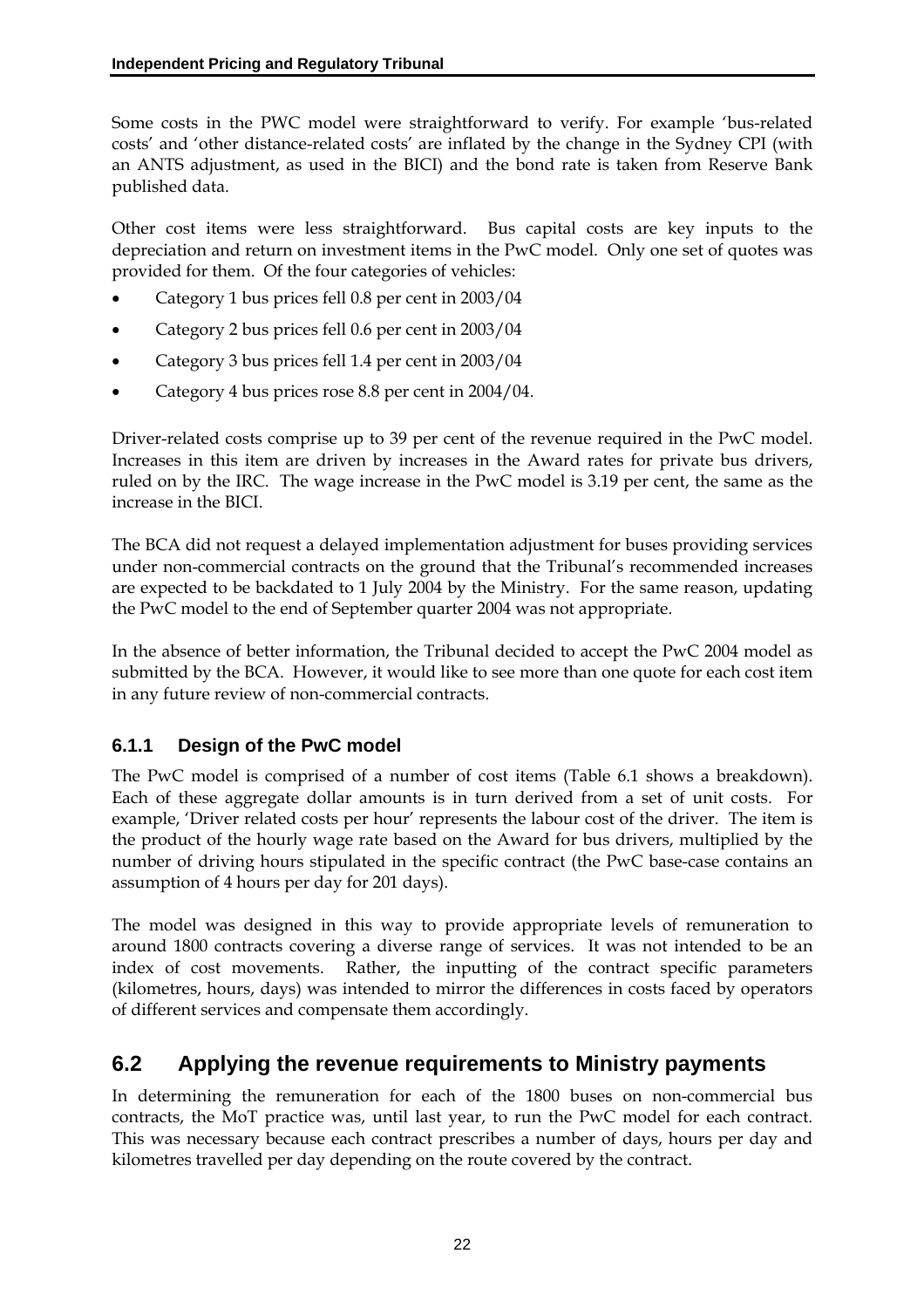Some costs in the PWC model were straightforward to verify. For example 'bus-related costs' and 'other distance-related costs' are inflated by the change in the Sydney CPI (with an ANTS adjustment, as used in the BICI) and the bond rate is taken from Reserve Bank published data.

Other cost items were less straightforward. Bus capital costs are key inputs to the depreciation and return on investment items in the PwC model. Only one set of quotes was provided for them. Of the four categories of vehicles:

- Category 1 bus prices fell 0.8 per cent in 2003/04
- Category 2 bus prices fell 0.6 per cent in 2003/04
- Category 3 bus prices fell 1.4 per cent in 2003/04
- Category 4 bus prices rose 8.8 per cent in 2004/04.

Driver-related costs comprise up to 39 per cent of the revenue required in the PwC model. Increases in this item are driven by increases in the Award rates for private bus drivers, ruled on by the IRC. The wage increase in the PwC model is 3.19 per cent, the same as the increase in the BICI.

The BCA did not request a delayed implementation adjustment for buses providing services under non-commercial contracts on the ground that the Tribunal's recommended increases are expected to be backdated to 1 July 2004 by the Ministry. For the same reason, updating the PwC model to the end of September quarter 2004 was not appropriate.

In the absence of better information, the Tribunal decided to accept the PwC 2004 model as submitted by the BCA. However, it would like to see more than one quote for each cost item in any future review of non-commercial contracts.

### 6.1.1 Design of the PwC model

The PwC model is comprised of a number of cost items (Table 6.1 shows a breakdown). Each of these aggregate dollar amounts is in turn derived from a set of unit costs. For example, 'Driver related costs per hour' represents the labour cost of the driver. The item is the product of the hourly wage rate based on the Award for bus drivers, multiplied by the number of driving hours stipulated in the specific contract (the PwC base-case contains an assumption of 4 hours per day for 201 days).

The model was designed in this way to provide appropriate levels of remuneration to around 1800 contracts covering a diverse range of services. It was not intended to be an index of cost movements. Rather, the inputting of the contract specific parameters (kilometres, hours, days) was intended to mirror the differences in costs faced by operators of different services and compensate them accordingly.

## 6.2 Applying the revenue requirements to Ministry payments

In determining the remuneration for each of the 1800 buses on non-commercial bus contracts, the MoT practice was, until last year, to run the PwC model for each contract. This was necessary because each contract prescribes a number of days, hours per day and kilometres travelled per day depending on the route covered by the contract.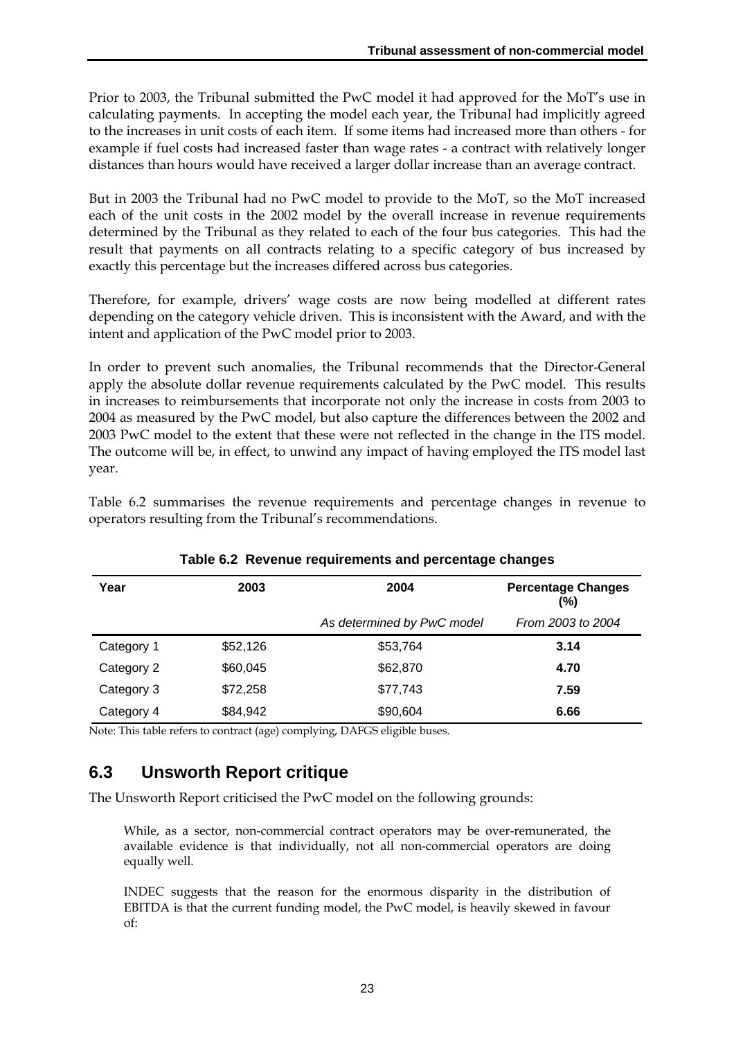Prior to 2003, the Tribunal submitted the PwC model it had approved for the MoT's use in calculating payments. In accepting the model each year, the Tribunal had implicitly agreed to the increases in unit costs of each item. If some items had increased more than others - for example if fuel costs had increased faster than wage rates - a contract with relatively longer distances than hours would have received a larger dollar increase than an average contract.

But in 2003 the Tribunal had no PwC model to provide to the MoT, so the MoT increased each of the unit costs in the 2002 model by the overall increase in revenue requirements determined by the Tribunal as they related to each of the four bus categories. This had the result that payments on all contracts relating to a specific category of bus increased by exactly this percentage but the increases differed across bus categories.

Therefore, for example, drivers' wage costs are now being modelled at different rates depending on the category vehicle driven. This is inconsistent with the Award, and with the intent and application of the PwC model prior to 2003.

In order to prevent such anomalies, the Tribunal recommends that the Director-General apply the absolute dollar revenue requirements calculated by the PwC model. This results in increases to reimbursements that incorporate not only the increase in costs from 2003 to 2004 as measured by the PwC model, but also capture the differences between the 2002 and 2003 PwC model to the extent that these were not reflected in the change in the ITS model. The outcome will be, in effect, to unwind any impact of having employed the ITS model last year.

Table 6.2 summarises the revenue requirements and percentage changes in revenue to operators resulting from the Tribunal's recommendations.

**Table 6.2 Revenue requirements and percentage changes**

| Year | 2003 | 2004 | Percentage Changes (%) |
|---|---|---|---|
| | | *As determined by PwC model* | *From 2003 to 2004* |
| Category 1 | $52,126 | $53,764 | **3.14** |
| Category 2 | $60,045 | $62,870 | **4.70** |
| Category 3 | $72,258 | $77,743 | **7.59** |
| Category 4 | $84,942 | $90,604 | **6.66** |

Note: This table refers to contract (age) complying, DAFGS eligible buses.

## 6.3 Unsworth Report critique

The Unsworth Report criticised the PwC model on the following grounds:

> While, as a sector, non-commercial contract operators may be over-remunerated, the available evidence is that individually, not all non-commercial operators are doing equally well.
>
> INDEC suggests that the reason for the enormous disparity in the distribution of EBITDA is that the current funding model, the PwC model, is heavily skewed in favour of: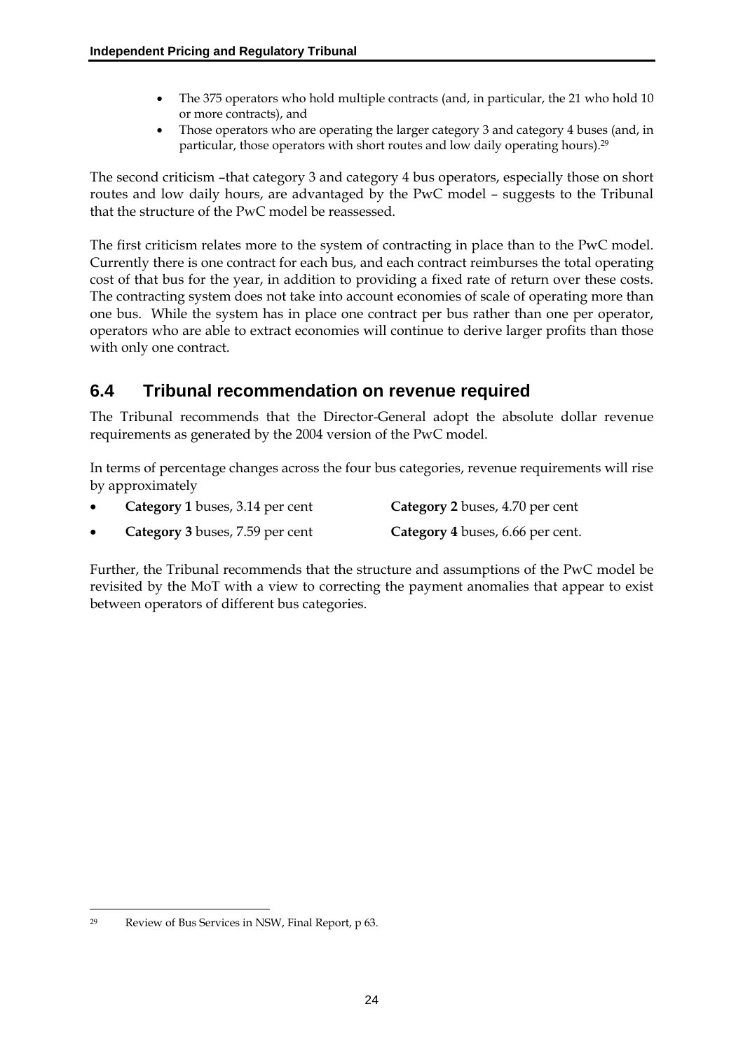- The 375 operators who hold multiple contracts (and, in particular, the 21 who hold 10 or more contracts), and
- Those operators who are operating the larger category 3 and category 4 buses (and, in particular, those operators with short routes and low daily operating hours).[29]

The second criticism –that category 3 and category 4 bus operators, especially those on short routes and low daily hours, are advantaged by the PwC model – suggests to the Tribunal that the structure of the PwC model be reassessed.

The first criticism relates more to the system of contracting in place than to the PwC model. Currently there is one contract for each bus, and each contract reimburses the total operating cost of that bus for the year, in addition to providing a fixed rate of return over these costs. The contracting system does not take into account economies of scale of operating more than one bus. While the system has in place one contract per bus rather than one per operator, operators who are able to extract economies will continue to derive larger profits than those with only one contract.

## 6.4 Tribunal recommendation on revenue required

The Tribunal recommends that the Director-General adopt the absolute dollar revenue requirements as generated by the 2004 version of the PwC model.

In terms of percentage changes across the four bus categories, revenue requirements will rise by approximately

- **Category 1** buses, 3.14 per cent
- **Category 2** buses, 4.70 per cent
- **Category 3** buses, 7.59 per cent
- **Category 4** buses, 6.66 per cent.

Further, the Tribunal recommends that the structure and assumptions of the PwC model be revisited by the MoT with a view to correcting the payment anomalies that appear to exist between operators of different bus categories.

---

[29] Review of Bus Services in NSW, Final Report, p 63.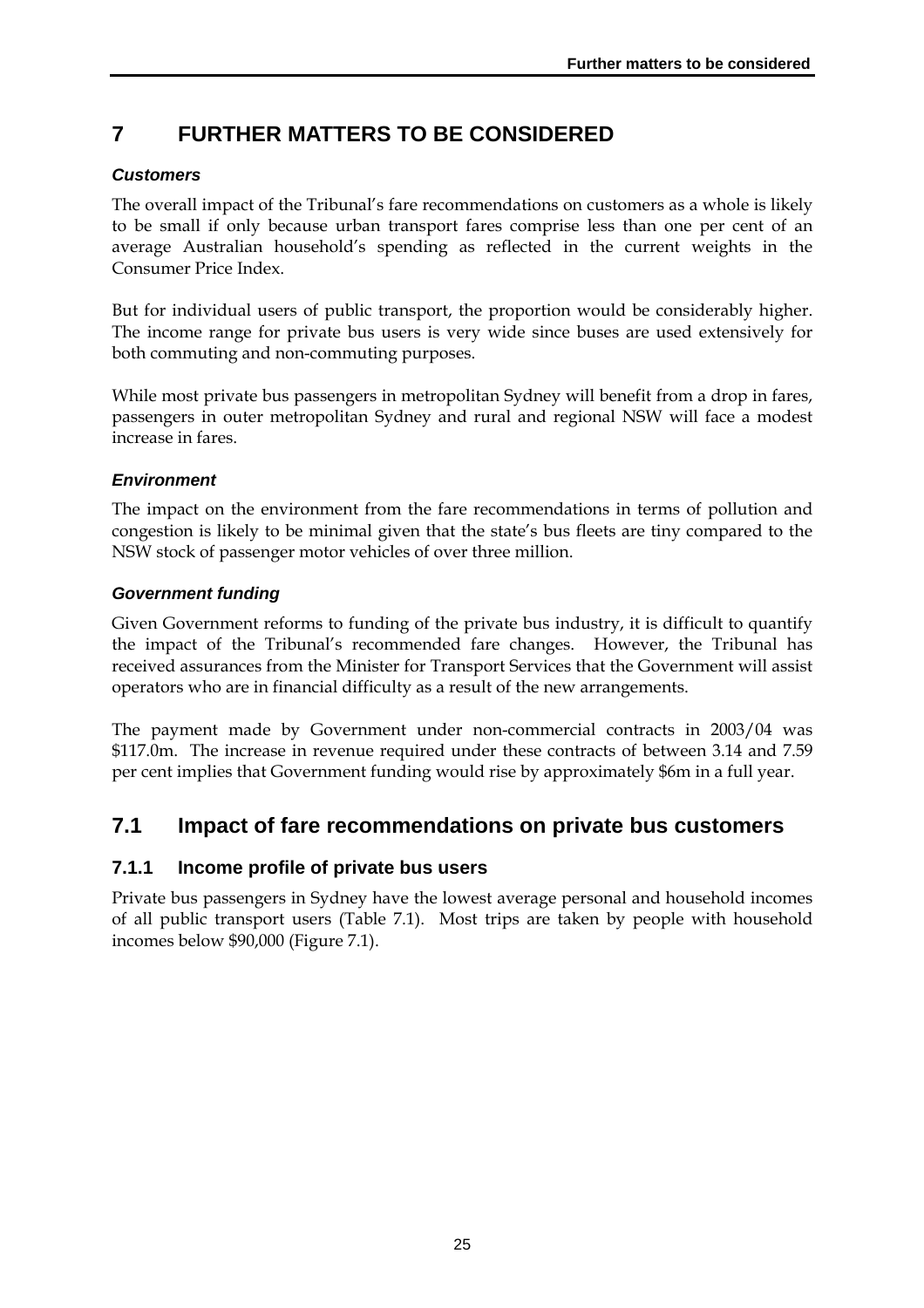# 7 FURTHER MATTERS TO BE CONSIDERED

***Customers***

The overall impact of the Tribunal's fare recommendations on customers as a whole is likely to be small if only because urban transport fares comprise less than one per cent of an average Australian household's spending as reflected in the current weights in the Consumer Price Index.

But for individual users of public transport, the proportion would be considerably higher. The income range for private bus users is very wide since buses are used extensively for both commuting and non-commuting purposes.

While most private bus passengers in metropolitan Sydney will benefit from a drop in fares, passengers in outer metropolitan Sydney and rural and regional NSW will face a modest increase in fares.

***Environment***

The impact on the environment from the fare recommendations in terms of pollution and congestion is likely to be minimal given that the state's bus fleets are tiny compared to the NSW stock of passenger motor vehicles of over three million.

***Government funding***

Given Government reforms to funding of the private bus industry, it is difficult to quantify the impact of the Tribunal's recommended fare changes. However, the Tribunal has received assurances from the Minister for Transport Services that the Government will assist operators who are in financial difficulty as a result of the new arrangements.

The payment made by Government under non-commercial contracts in 2003/04 was $117.0m. The increase in revenue required under these contracts of between 3.14 and 7.59 per cent implies that Government funding would rise by approximately $6m in a full year.

## 7.1 Impact of fare recommendations on private bus customers

### 7.1.1 Income profile of private bus users

Private bus passengers in Sydney have the lowest average personal and household incomes of all public transport users (Table 7.1). Most trips are taken by people with household incomes below $90,000 (Figure 7.1).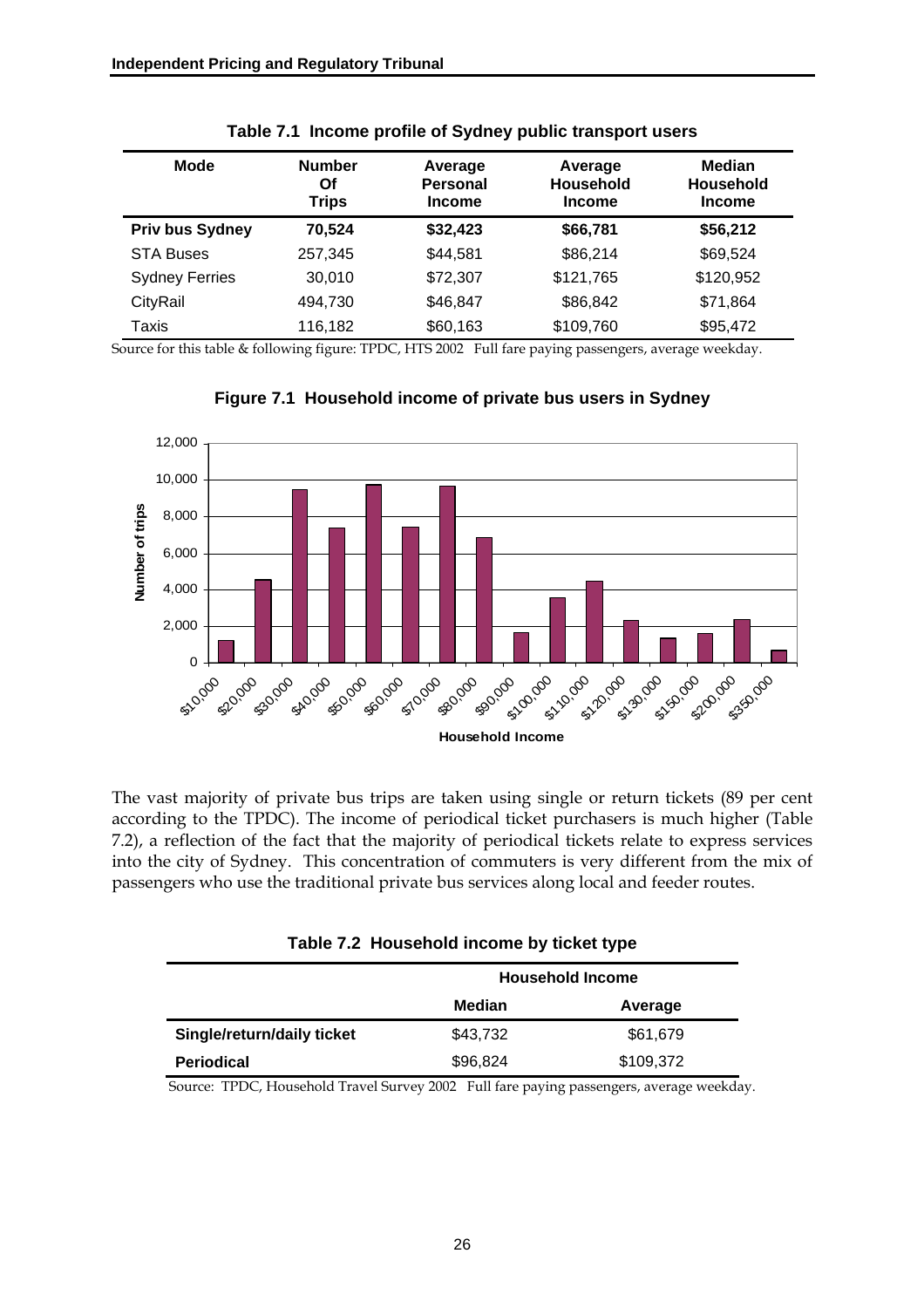**Table 7.1 Income profile of Sydney public transport users**

| Mode | Number Of Trips | Average Personal Income | Average Household Income | Median Household Income |
|---|---|---|---|---|
| **Priv bus Sydney** | **70,524** | **$32,423** | **$66,781** | **$56,212** |
| STA Buses | 257,345 | $44,581 | $86,214 | $69,524 |
| Sydney Ferries | 30,010 | $72,307 | $121,765 | $120,952 |
| CityRail | 494,730 | $46,847 | $86,842 | $71,864 |
| Taxis | 116,182 | $60,163 | $109,760 | $95,472 |

Source for this table & following figure: TPDC, HTS 2002 Full fare paying passengers, average weekday.

**Figure 7.1 Household income of private bus users in Sydney**

The vast majority of private bus trips are taken using single or return tickets (89 per cent according to the TPDC). The income of periodical ticket purchasers is much higher (Table 7.2), a reflection of the fact that the majority of periodical tickets relate to express services into the city of Sydney. This concentration of commuters is very different from the mix of passengers who use the traditional private bus services along local and feeder routes.

**Table 7.2 Household income by ticket type**

| | Household Income | |
|---|---|---|
| | **Median** | **Average** |
| **Single/return/daily ticket** | $43,732 | $61,679 |
| **Periodical** | $96,824 | $109,372 |

Source: TPDC, Household Travel Survey 2002 Full fare paying passengers, average weekday.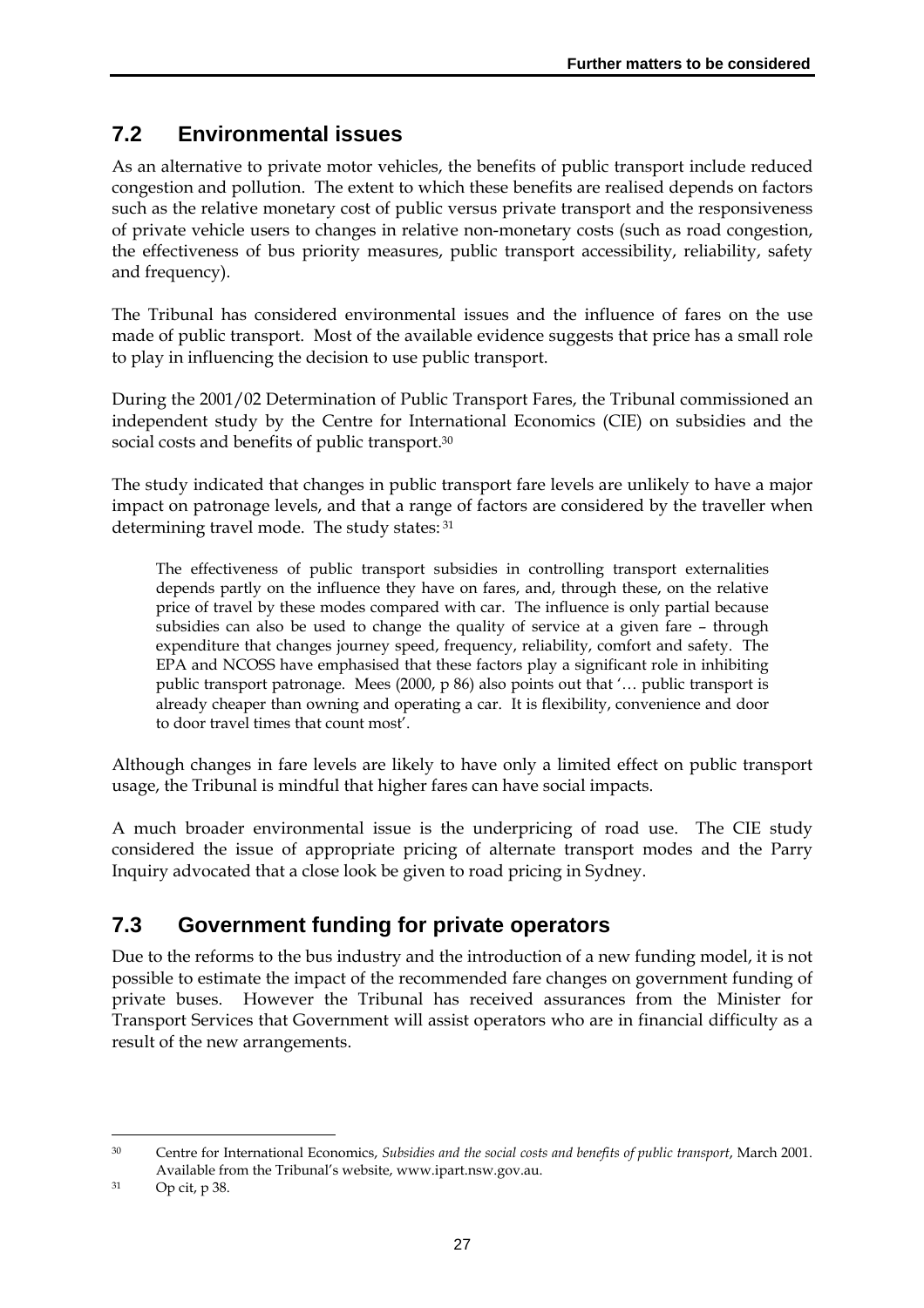## 7.2 Environmental issues

As an alternative to private motor vehicles, the benefits of public transport include reduced congestion and pollution. The extent to which these benefits are realised depends on factors such as the relative monetary cost of public versus private transport and the responsiveness of private vehicle users to changes in relative non-monetary costs (such as road congestion, the effectiveness of bus priority measures, public transport accessibility, reliability, safety and frequency).

The Tribunal has considered environmental issues and the influence of fares on the use made of public transport. Most of the available evidence suggests that price has a small role to play in influencing the decision to use public transport.

During the 2001/02 Determination of Public Transport Fares, the Tribunal commissioned an independent study by the Centre for International Economics (CIE) on subsidies and the social costs and benefits of public transport.[30]

The study indicated that changes in public transport fare levels are unlikely to have a major impact on patronage levels, and that a range of factors are considered by the traveller when determining travel mode. The study states:[31]

> The effectiveness of public transport subsidies in controlling transport externalities depends partly on the influence they have on fares, and, through these, on the relative price of travel by these modes compared with car. The influence is only partial because subsidies can also be used to change the quality of service at a given fare – through expenditure that changes journey speed, frequency, reliability, comfort and safety. The EPA and NCOSS have emphasised that these factors play a significant role in inhibiting public transport patronage. Mees (2000, p 86) also points out that '… public transport is already cheaper than owning and operating a car. It is flexibility, convenience and door to door travel times that count most'.

Although changes in fare levels are likely to have only a limited effect on public transport usage, the Tribunal is mindful that higher fares can have social impacts.

A much broader environmental issue is the underpricing of road use. The CIE study considered the issue of appropriate pricing of alternate transport modes and the Parry Inquiry advocated that a close look be given to road pricing in Sydney.

## 7.3 Government funding for private operators

Due to the reforms to the bus industry and the introduction of a new funding model, it is not possible to estimate the impact of the recommended fare changes on government funding of private buses. However the Tribunal has received assurances from the Minister for Transport Services that Government will assist operators who are in financial difficulty as a result of the new arrangements.

---

[30] Centre for International Economics, *Subsidies and the social costs and benefits of public transport*, March 2001. Available from the Tribunal's website, www.ipart.nsw.gov.au.

[31] Op cit, p 38.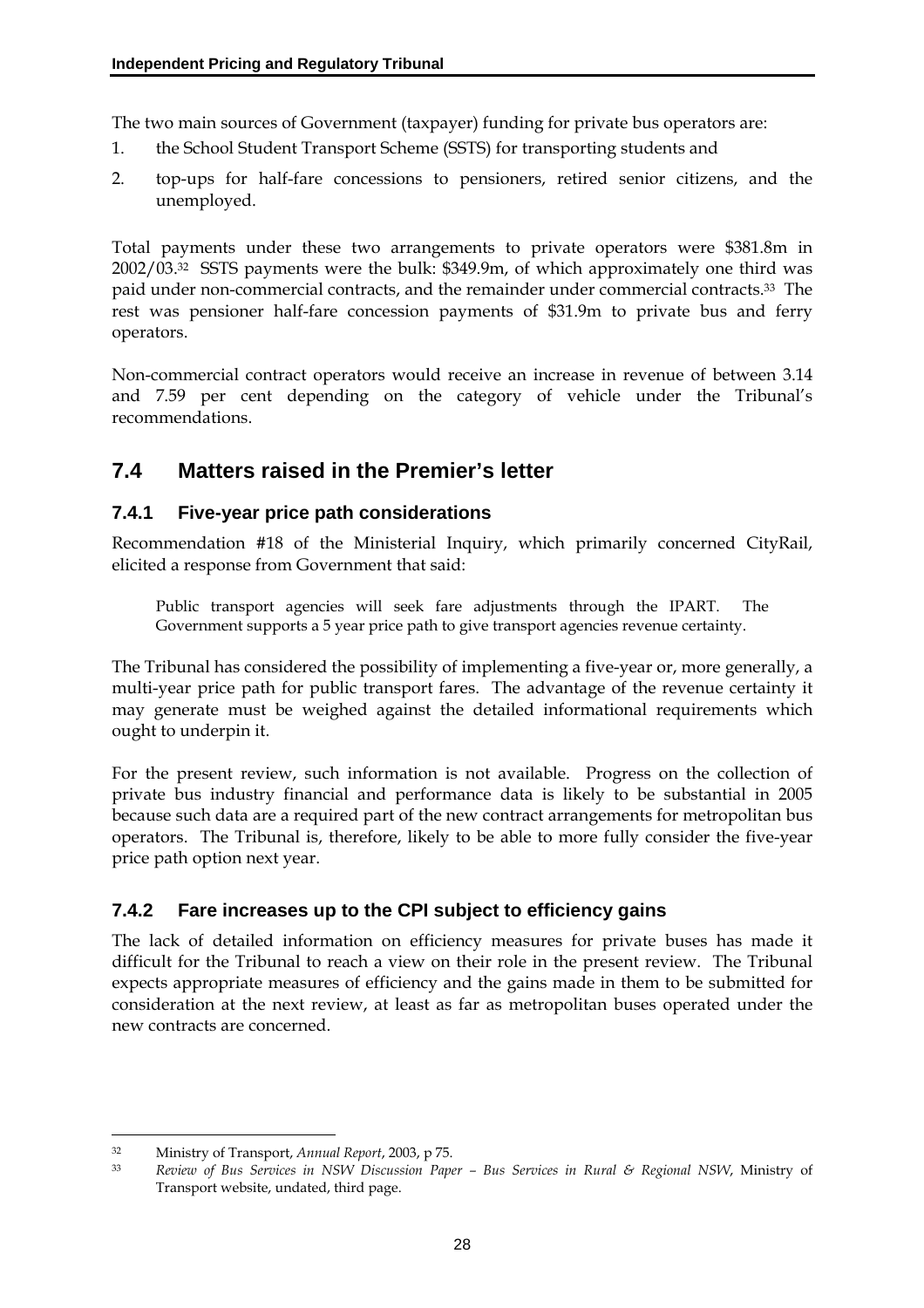The two main sources of Government (taxpayer) funding for private bus operators are:

1. the School Student Transport Scheme (SSTS) for transporting students and
2. top-ups for half-fare concessions to pensioners, retired senior citizens, and the unemployed.

Total payments under these two arrangements to private operators were $381.8m in 2002/03.[32] SSTS payments were the bulk: $349.9m, of which approximately one third was paid under non-commercial contracts, and the remainder under commercial contracts.[33] The rest was pensioner half-fare concession payments of $31.9m to private bus and ferry operators.

Non-commercial contract operators would receive an increase in revenue of between 3.14 and 7.59 per cent depending on the category of vehicle under the Tribunal's recommendations.

## 7.4 Matters raised in the Premier's letter

### 7.4.1 Five-year price path considerations

Recommendation #18 of the Ministerial Inquiry, which primarily concerned CityRail, elicited a response from Government that said:

> Public transport agencies will seek fare adjustments through the IPART. The Government supports a 5 year price path to give transport agencies revenue certainty.

The Tribunal has considered the possibility of implementing a five-year or, more generally, a multi-year price path for public transport fares. The advantage of the revenue certainty it may generate must be weighed against the detailed informational requirements which ought to underpin it.

For the present review, such information is not available. Progress on the collection of private bus industry financial and performance data is likely to be substantial in 2005 because such data are a required part of the new contract arrangements for metropolitan bus operators. The Tribunal is, therefore, likely to be able to more fully consider the five-year price path option next year.

### 7.4.2 Fare increases up to the CPI subject to efficiency gains

The lack of detailed information on efficiency measures for private buses has made it difficult for the Tribunal to reach a view on their role in the present review. The Tribunal expects appropriate measures of efficiency and the gains made in them to be submitted for consideration at the next review, at least as far as metropolitan buses operated under the new contracts are concerned.

---

[32] Ministry of Transport, *Annual Report*, 2003, p 75.

[33] *Review of Bus Services in NSW Discussion Paper – Bus Services in Rural & Regional NSW*, Ministry of Transport website, undated, third page.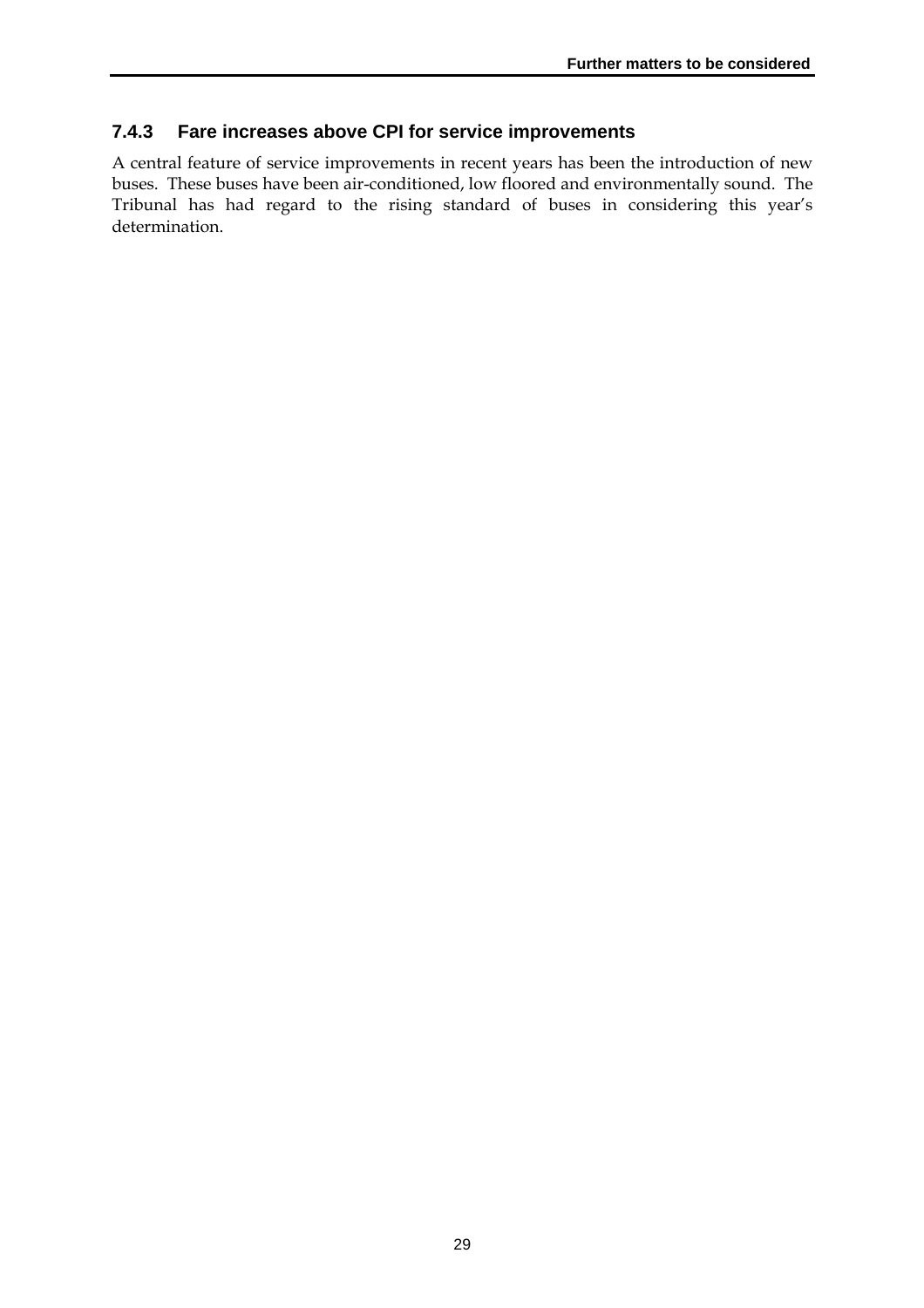### 7.4.3 Fare increases above CPI for service improvements

A central feature of service improvements in recent years has been the introduction of new buses. These buses have been air-conditioned, low floored and environmentally sound. The Tribunal has had regard to the rising standard of buses in considering this year's determination.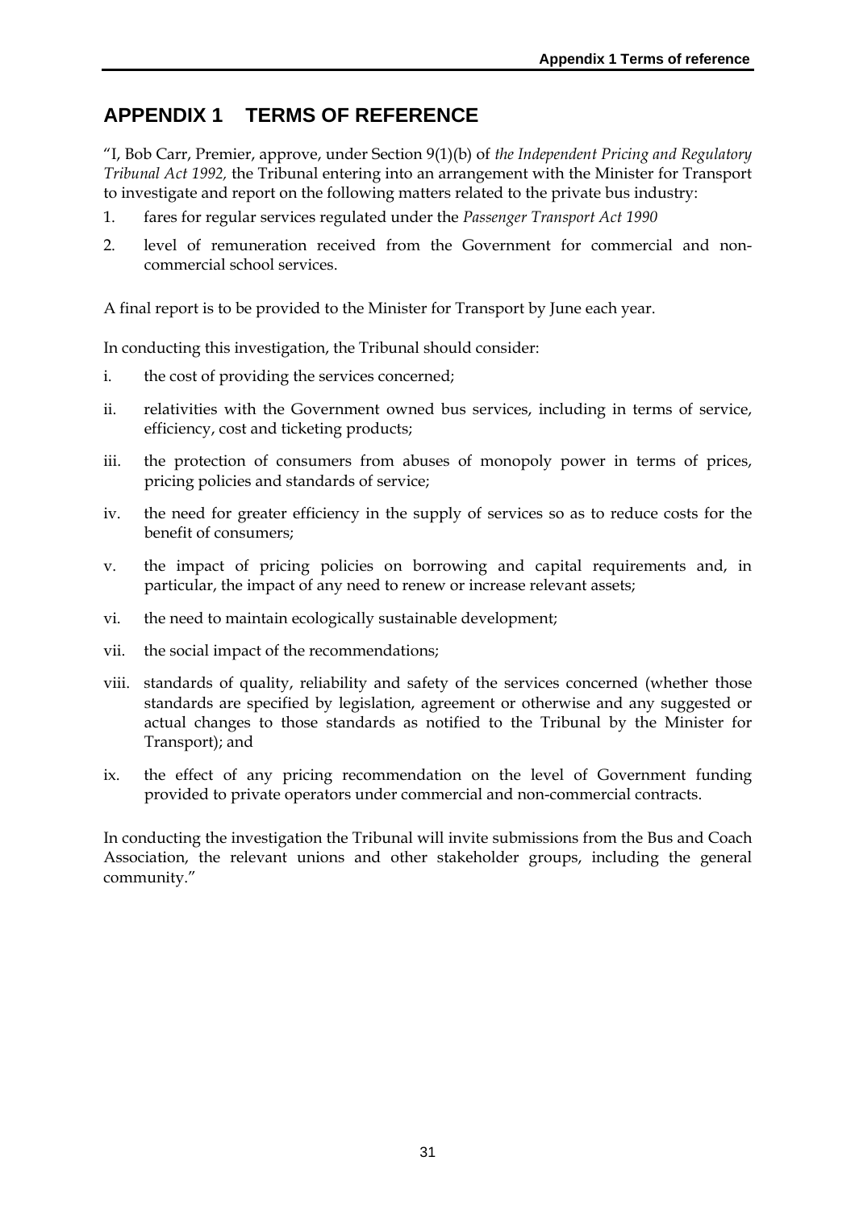# APPENDIX 1 TERMS OF REFERENCE

"I, Bob Carr, Premier, approve, under Section 9(1)(b) of *the Independent Pricing and Regulatory Tribunal Act 1992,* the Tribunal entering into an arrangement with the Minister for Transport to investigate and report on the following matters related to the private bus industry:

1. fares for regular services regulated under the *Passenger Transport Act 1990*
2. level of remuneration received from the Government for commercial and non-commercial school services.

A final report is to be provided to the Minister for Transport by June each year.

In conducting this investigation, the Tribunal should consider:

i. the cost of providing the services concerned;

ii. relativities with the Government owned bus services, including in terms of service, efficiency, cost and ticketing products;

iii. the protection of consumers from abuses of monopoly power in terms of prices, pricing policies and standards of service;

iv. the need for greater efficiency in the supply of services so as to reduce costs for the benefit of consumers;

v. the impact of pricing policies on borrowing and capital requirements and, in particular, the impact of any need to renew or increase relevant assets;

vi. the need to maintain ecologically sustainable development;

vii. the social impact of the recommendations;

viii. standards of quality, reliability and safety of the services concerned (whether those standards are specified by legislation, agreement or otherwise and any suggested or actual changes to those standards as notified to the Tribunal by the Minister for Transport); and

ix. the effect of any pricing recommendation on the level of Government funding provided to private operators under commercial and non-commercial contracts.

In conducting the investigation the Tribunal will invite submissions from the Bus and Coach Association, the relevant unions and other stakeholder groups, including the general community."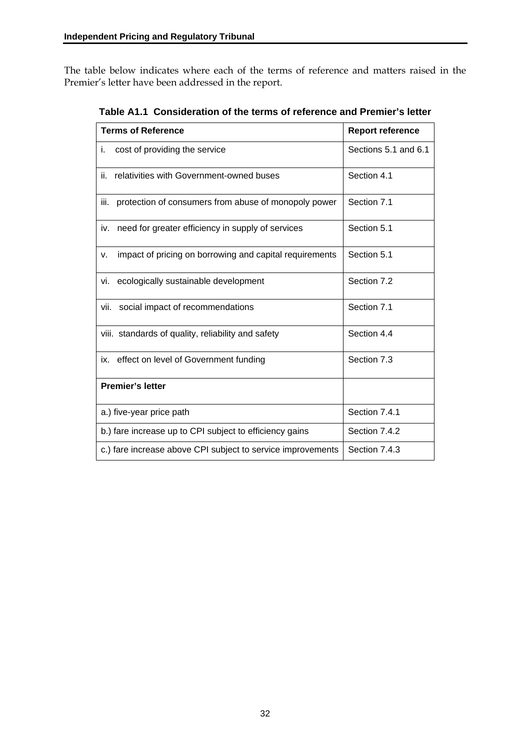The table below indicates where each of the terms of reference and matters raised in the Premier's letter have been addressed in the report.

**Table A1.1 Consideration of the terms of reference and Premier's letter**

| Terms of Reference | Report reference |
|---|---|
| i. cost of providing the service | Sections 5.1 and 6.1 |
| ii. relativities with Government-owned buses | Section 4.1 |
| iii. protection of consumers from abuse of monopoly power | Section 7.1 |
| iv. need for greater efficiency in supply of services | Section 5.1 |
| v. impact of pricing on borrowing and capital requirements | Section 5.1 |
| vi. ecologically sustainable development | Section 7.2 |
| vii. social impact of recommendations | Section 7.1 |
| viii. standards of quality, reliability and safety | Section 4.4 |
| ix. effect on level of Government funding | Section 7.3 |
| **Premier's letter** | |
| a.) five-year price path | Section 7.4.1 |
| b.) fare increase up to CPI subject to efficiency gains | Section 7.4.2 |
| c.) fare increase above CPI subject to service improvements | Section 7.4.3 |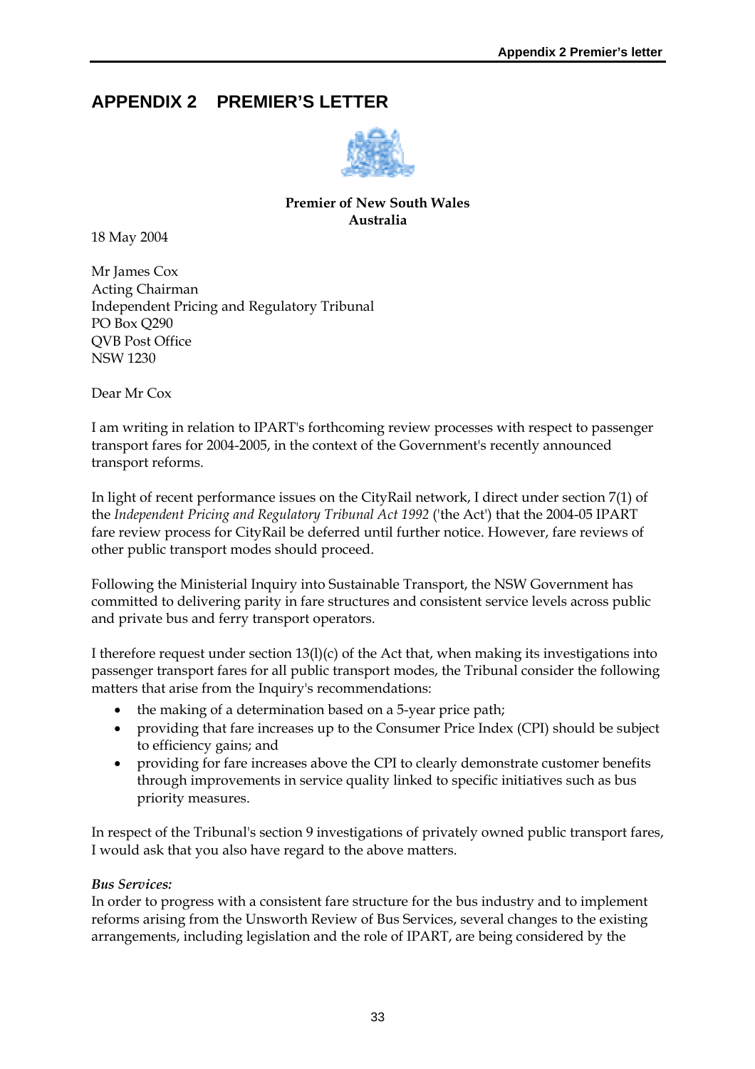# APPENDIX 2 PREMIER'S LETTER

**Premier of New South Wales**
**Australia**

18 May 2004

Mr James Cox
Acting Chairman
Independent Pricing and Regulatory Tribunal
PO Box Q290
QVB Post Office
NSW 1230

Dear Mr Cox

I am writing in relation to IPART's forthcoming review processes with respect to passenger transport fares for 2004-2005, in the context of the Government's recently announced transport reforms.

In light of recent performance issues on the CityRail network, I direct under section 7(1) of the *Independent Pricing and Regulatory Tribunal Act 1992* ('the Act') that the 2004-05 IPART fare review process for CityRail be deferred until further notice. However, fare reviews of other public transport modes should proceed.

Following the Ministerial Inquiry into Sustainable Transport, the NSW Government has committed to delivering parity in fare structures and consistent service levels across public and private bus and ferry transport operators.

I therefore request under section 13(l)(c) of the Act that, when making its investigations into passenger transport fares for all public transport modes, the Tribunal consider the following matters that arise from the Inquiry's recommendations:

- the making of a determination based on a 5-year price path;
- providing that fare increases up to the Consumer Price Index (CPI) should be subject to efficiency gains; and
- providing for fare increases above the CPI to clearly demonstrate customer benefits through improvements in service quality linked to specific initiatives such as bus priority measures.

In respect of the Tribunal's section 9 investigations of privately owned public transport fares, I would ask that you also have regard to the above matters.

*Bus Services:*
In order to progress with a consistent fare structure for the bus industry and to implement reforms arising from the Unsworth Review of Bus Services, several changes to the existing arrangements, including legislation and the role of IPART, are being considered by the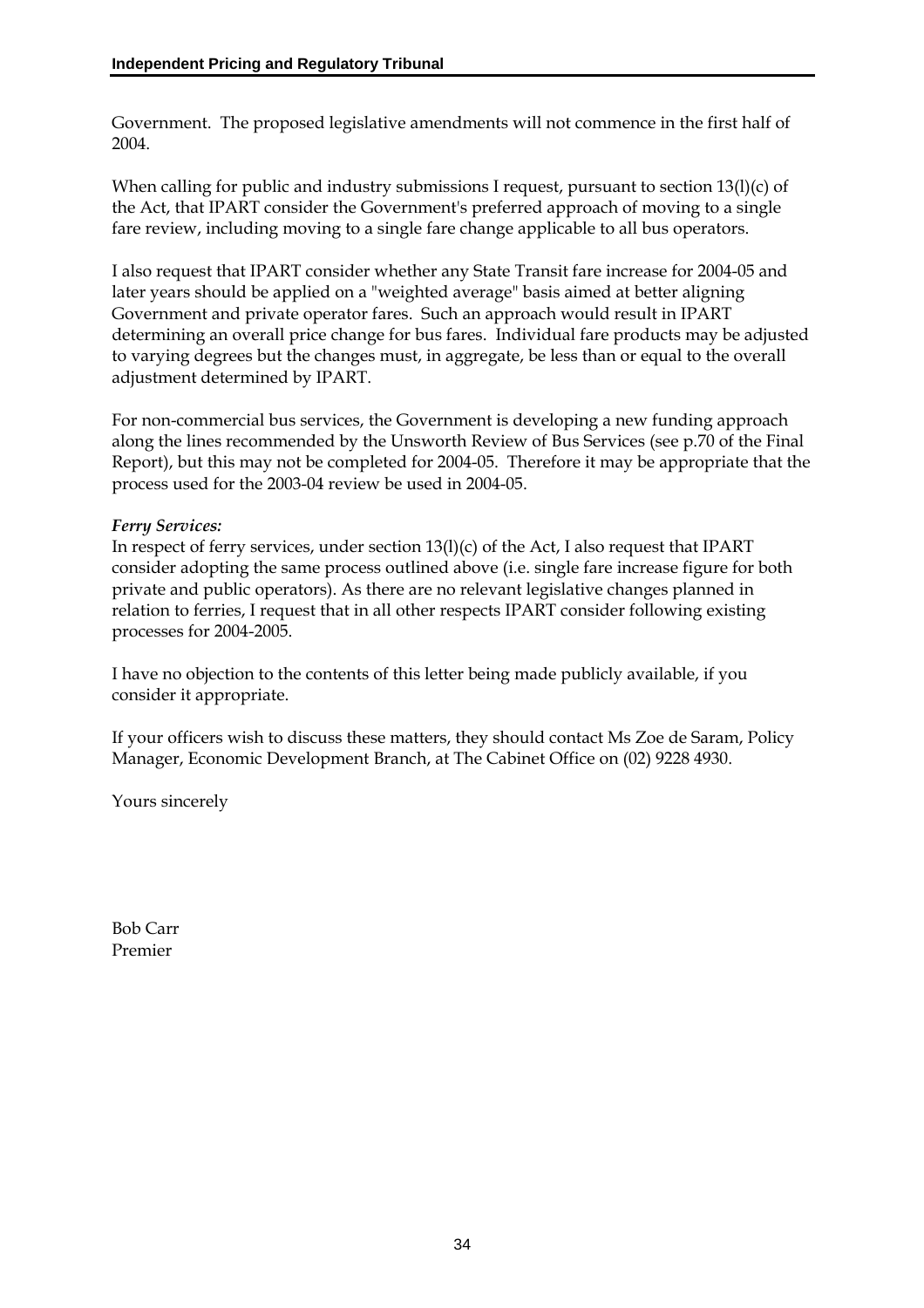Government. The proposed legislative amendments will not commence in the first half of 2004.

When calling for public and industry submissions I request, pursuant to section 13(l)(c) of the Act, that IPART consider the Government's preferred approach of moving to a single fare review, including moving to a single fare change applicable to all bus operators.

I also request that IPART consider whether any State Transit fare increase for 2004-05 and later years should be applied on a "weighted average" basis aimed at better aligning Government and private operator fares. Such an approach would result in IPART determining an overall price change for bus fares. Individual fare products may be adjusted to varying degrees but the changes must, in aggregate, be less than or equal to the overall adjustment determined by IPART.

For non-commercial bus services, the Government is developing a new funding approach along the lines recommended by the Unsworth Review of Bus Services (see p.70 of the Final Report), but this may not be completed for 2004-05. Therefore it may be appropriate that the process used for the 2003-04 review be used in 2004-05.

***Ferry Services:***

In respect of ferry services, under section 13(l)(c) of the Act, I also request that IPART consider adopting the same process outlined above (i.e. single fare increase figure for both private and public operators). As there are no relevant legislative changes planned in relation to ferries, I request that in all other respects IPART consider following existing processes for 2004-2005.

I have no objection to the contents of this letter being made publicly available, if you consider it appropriate.

If your officers wish to discuss these matters, they should contact Ms Zoe de Saram, Policy Manager, Economic Development Branch, at The Cabinet Office on (02) 9228 4930.

Yours sincerely

Bob Carr
Premier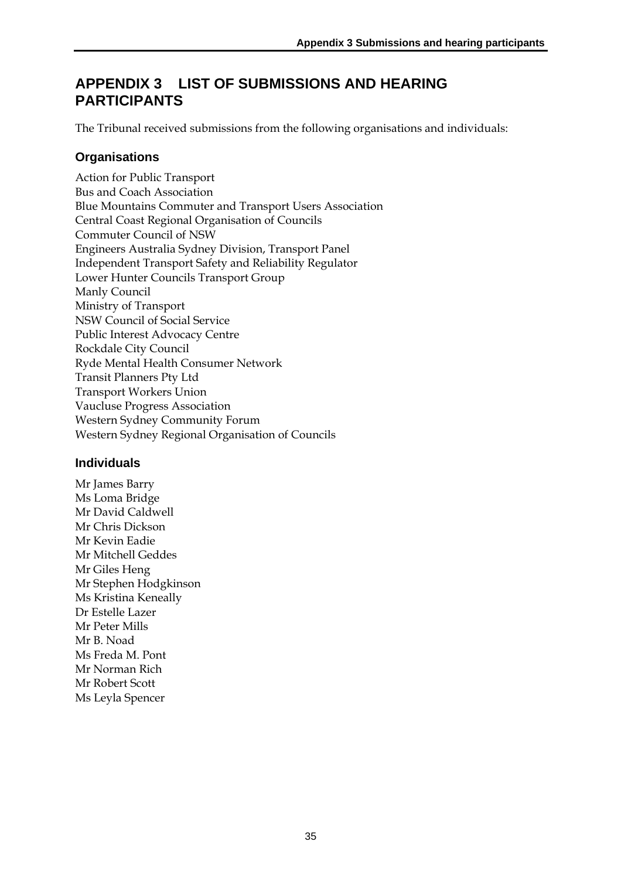# APPENDIX 3 LIST OF SUBMISSIONS AND HEARING PARTICIPANTS

The Tribunal received submissions from the following organisations and individuals:

## Organisations

Action for Public Transport
Bus and Coach Association
Blue Mountains Commuter and Transport Users Association
Central Coast Regional Organisation of Councils
Commuter Council of NSW
Engineers Australia Sydney Division, Transport Panel
Independent Transport Safety and Reliability Regulator
Lower Hunter Councils Transport Group
Manly Council
Ministry of Transport
NSW Council of Social Service
Public Interest Advocacy Centre
Rockdale City Council
Ryde Mental Health Consumer Network
Transit Planners Pty Ltd
Transport Workers Union
Vaucluse Progress Association
Western Sydney Community Forum
Western Sydney Regional Organisation of Councils

## Individuals

Mr James Barry
Ms Loma Bridge
Mr David Caldwell
Mr Chris Dickson
Mr Kevin Eadie
Mr Mitchell Geddes
Mr Giles Heng
Mr Stephen Hodgkinson
Ms Kristina Keneally
Dr Estelle Lazer
Mr Peter Mills
Mr B. Noad
Ms Freda M. Pont
Mr Norman Rich
Mr Robert Scott
Ms Leyla Spencer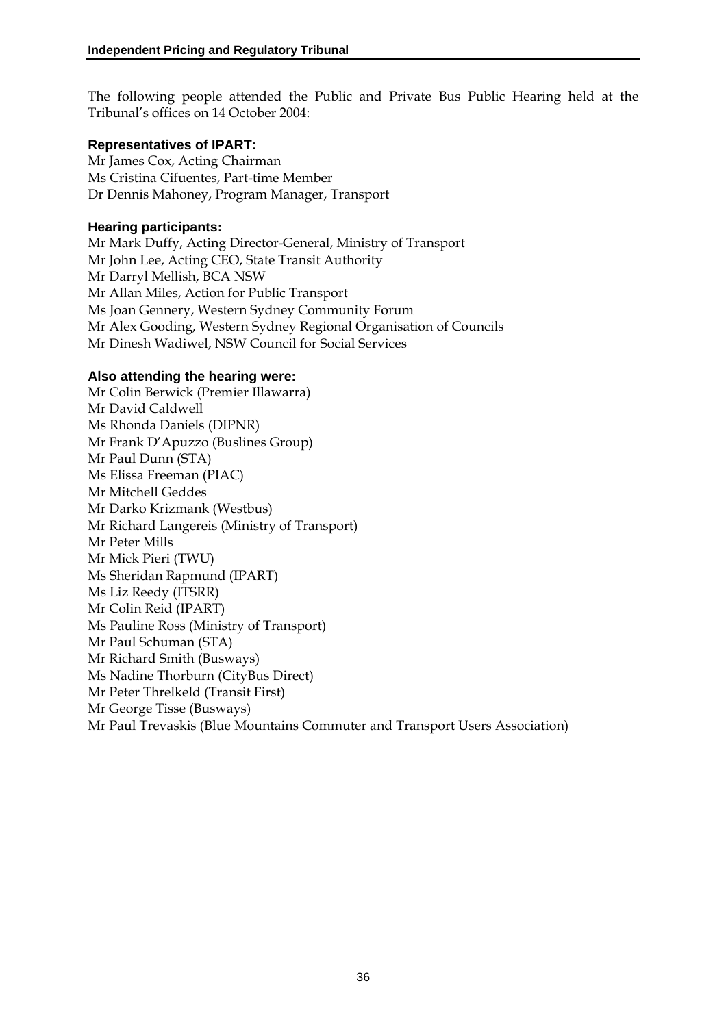The following people attended the Public and Private Bus Public Hearing held at the Tribunal's offices on 14 October 2004:

**Representatives of IPART:**

Mr James Cox, Acting Chairman
Ms Cristina Cifuentes, Part-time Member
Dr Dennis Mahoney, Program Manager, Transport

**Hearing participants:**

Mr Mark Duffy, Acting Director-General, Ministry of Transport
Mr John Lee, Acting CEO, State Transit Authority
Mr Darryl Mellish, BCA NSW
Mr Allan Miles, Action for Public Transport
Ms Joan Gennery, Western Sydney Community Forum
Mr Alex Gooding, Western Sydney Regional Organisation of Councils
Mr Dinesh Wadiwel, NSW Council for Social Services

**Also attending the hearing were:**

Mr Colin Berwick (Premier Illawarra)
Mr David Caldwell
Ms Rhonda Daniels (DIPNR)
Mr Frank D'Apuzzo (Buslines Group)
Mr Paul Dunn (STA)
Ms Elissa Freeman (PIAC)
Mr Mitchell Geddes
Mr Darko Krizmank (Westbus)
Mr Richard Langereis (Ministry of Transport)
Mr Peter Mills
Mr Mick Pieri (TWU)
Ms Sheridan Rapmund (IPART)
Ms Liz Reedy (ITSRR)
Mr Colin Reid (IPART)
Ms Pauline Ross (Ministry of Transport)
Mr Paul Schuman (STA)
Mr Richard Smith (Busways)
Ms Nadine Thorburn (CityBus Direct)
Mr Peter Threlkeld (Transit First)
Mr George Tisse (Busways)
Mr Paul Trevaskis (Blue Mountains Commuter and Transport Users Association)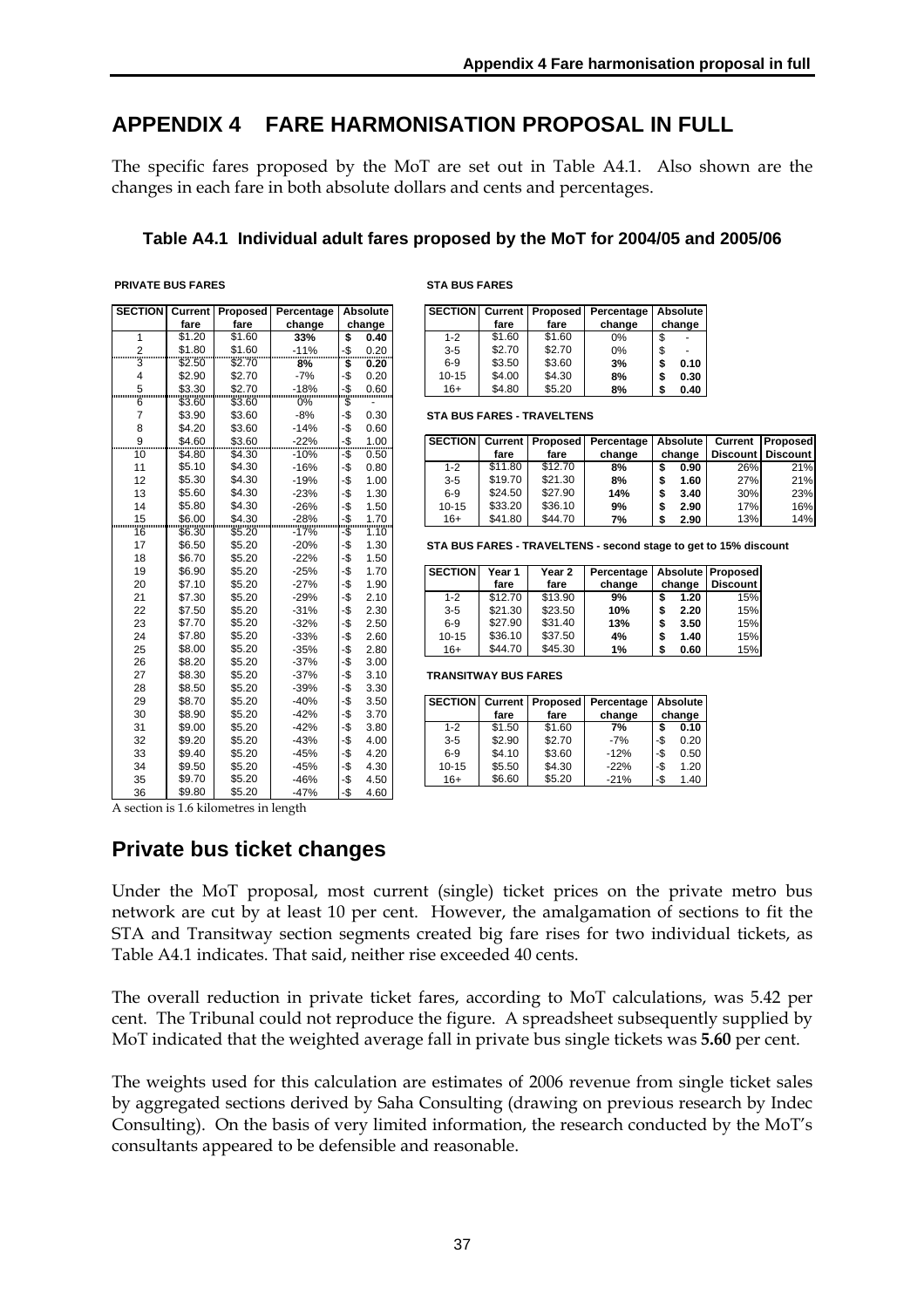# APPENDIX 4 FARE HARMONISATION PROPOSAL IN FULL

The specific fares proposed by the MoT are set out in Table A4.1. Also shown are the changes in each fare in both absolute dollars and cents and percentages.

### Table A4.1 Individual adult fares proposed by the MoT for 2004/05 and 2005/06

**PRIVATE BUS FARES**

| SECTION | Current fare | Proposed fare | Percentage change | Absolute change |
|---|---|---|---|---|
| 1 | $1.20 | $1.60 | **33%** | **$ 0.40** |
| 2 | $1.80 | $1.60 | -11% | -$ 0.20 |
| 3 | $2.50 | $2.70 | **8%** | **$ 0.20** |
| 4 | $2.90 | $2.70 | -7% | -$ 0.20 |
| 5 | $3.30 | $2.70 | -18% | -$ 0.60 |
| 6 | $3.60 | $3.60 | 0% | $ - |
| 7 | $3.90 | $3.60 | -8% | -$ 0.30 |
| 8 | $4.20 | $3.60 | -14% | -$ 0.60 |
| 9 | $4.60 | $3.60 | -22% | -$ 1.00 |
| 10 | $4.80 | $4.30 | -10% | -$ 0.50 |
| 11 | $5.10 | $4.30 | -16% | -$ 0.80 |
| 12 | $5.30 | $4.30 | -19% | -$ 1.00 |
| 13 | $5.60 | $4.30 | -23% | -$ 1.30 |
| 14 | $5.80 | $4.30 | -26% | -$ 1.50 |
| 15 | $6.00 | $4.30 | -28% | -$ 1.70 |
| 16 | $6.30 | $5.20 | -17% | -$ 1.10 |
| 17 | $6.50 | $5.20 | -20% | -$ 1.30 |
| 18 | $6.70 | $5.20 | -22% | -$ 1.50 |
| 19 | $6.90 | $5.20 | -25% | -$ 1.70 |
| 20 | $7.10 | $5.20 | -27% | -$ 1.90 |
| 21 | $7.30 | $5.20 | -29% | -$ 2.10 |
| 22 | $7.50 | $5.20 | -31% | -$ 2.30 |
| 23 | $7.70 | $5.20 | -32% | -$ 2.50 |
| 24 | $7.80 | $5.20 | -33% | -$ 2.60 |
| 25 | $8.00 | $5.20 | -35% | -$ 2.80 |
| 26 | $8.20 | $5.20 | -37% | -$ 3.00 |
| 27 | $8.30 | $5.20 | -37% | -$ 3.10 |
| 28 | $8.50 | $5.20 | -39% | -$ 3.30 |
| 29 | $8.70 | $5.20 | -40% | -$ 3.50 |
| 30 | $8.90 | $5.20 | -42% | -$ 3.70 |
| 31 | $9.00 | $5.20 | -42% | -$ 3.80 |
| 32 | $9.20 | $5.20 | -43% | -$ 4.00 |
| 33 | $9.40 | $5.20 | -45% | -$ 4.20 |
| 34 | $9.50 | $5.20 | -45% | -$ 4.30 |
| 35 | $9.70 | $5.20 | -46% | -$ 4.50 |
| 36 | $9.80 | $5.20 | -47% | -$ 4.60 |

A section is 1.6 kilometres in length

**STA BUS FARES**

| SECTION | Current fare | Proposed fare | Percentage change | Absolute change |
|---|---|---|---|---|
| 1-2 | $1.60 | $1.60 | 0% | $ - |
| 3-5 | $2.70 | $2.70 | 0% | $ - |
| 6-9 | $3.50 | $3.60 | **3%** | **$ 0.10** |
| 10-15 | $4.00 | $4.30 | **8%** | **$ 0.30** |
| 16+ | $4.80 | $5.20 | **8%** | **$ 0.40** |

**STA BUS FARES - TRAVELTENS**

| SECTION | Current fare | Proposed fare | Percentage change | Absolute change | Current Discount | Proposed Discount |
|---|---|---|---|---|---|---|
| 1-2 | $11.80 | $12.70 | **8%** | **$ 0.90** | 26% | 21% |
| 3-5 | $19.70 | $21.30 | **8%** | **$ 1.60** | 27% | 21% |
| 6-9 | $24.50 | $27.90 | **14%** | **$ 3.40** | 30% | 23% |
| 10-15 | $33.20 | $36.10 | **9%** | **$ 2.90** | 17% | 16% |
| 16+ | $41.80 | $44.70 | **7%** | **$ 2.90** | 13% | 14% |

**STA BUS FARES - TRAVELTENS - second stage to get to 15% discount**

| SECTION | Year 1 fare | Year 2 fare | Percentage change | Absolute change | Proposed Discount |
|---|---|---|---|---|---|
| 1-2 | $12.70 | $13.90 | **9%** | **$ 1.20** | 15% |
| 3-5 | $21.30 | $23.50 | **10%** | **$ 2.20** | 15% |
| 6-9 | $27.90 | $31.40 | **13%** | **$ 3.50** | 15% |
| 10-15 | $36.10 | $37.50 | **4%** | **$ 1.40** | 15% |
| 16+ | $44.70 | $45.30 | **1%** | **$ 0.60** | 15% |

**TRANSITWAY BUS FARES**

| SECTION | Current fare | Proposed fare | Percentage change | Absolute change |
|---|---|---|---|---|
| 1-2 | $1.50 | $1.60 | **7%** | **$ 0.10** |
| 3-5 | $2.90 | $2.70 | -7% | -$ 0.20 |
| 6-9 | $4.10 | $3.60 | -12% | -$ 0.50 |
| 10-15 | $5.50 | $4.30 | -22% | -$ 1.20 |
| 16+ | $6.60 | $5.20 | -21% | -$ 1.40 |

## Private bus ticket changes

Under the MoT proposal, most current (single) ticket prices on the private metro bus network are cut by at least 10 per cent. However, the amalgamation of sections to fit the STA and Transitway section segments created big fare rises for two individual tickets, as Table A4.1 indicates. That said, neither rise exceeded 40 cents.

The overall reduction in private ticket fares, according to MoT calculations, was 5.42 per cent. The Tribunal could not reproduce the figure. A spreadsheet subsequently supplied by MoT indicated that the weighted average fall in private bus single tickets was **5.60** per cent.

The weights used for this calculation are estimates of 2006 revenue from single ticket sales by aggregated sections derived by Saha Consulting (drawing on previous research by Indec Consulting). On the basis of very limited information, the research conducted by the MoT's consultants appeared to be defensible and reasonable.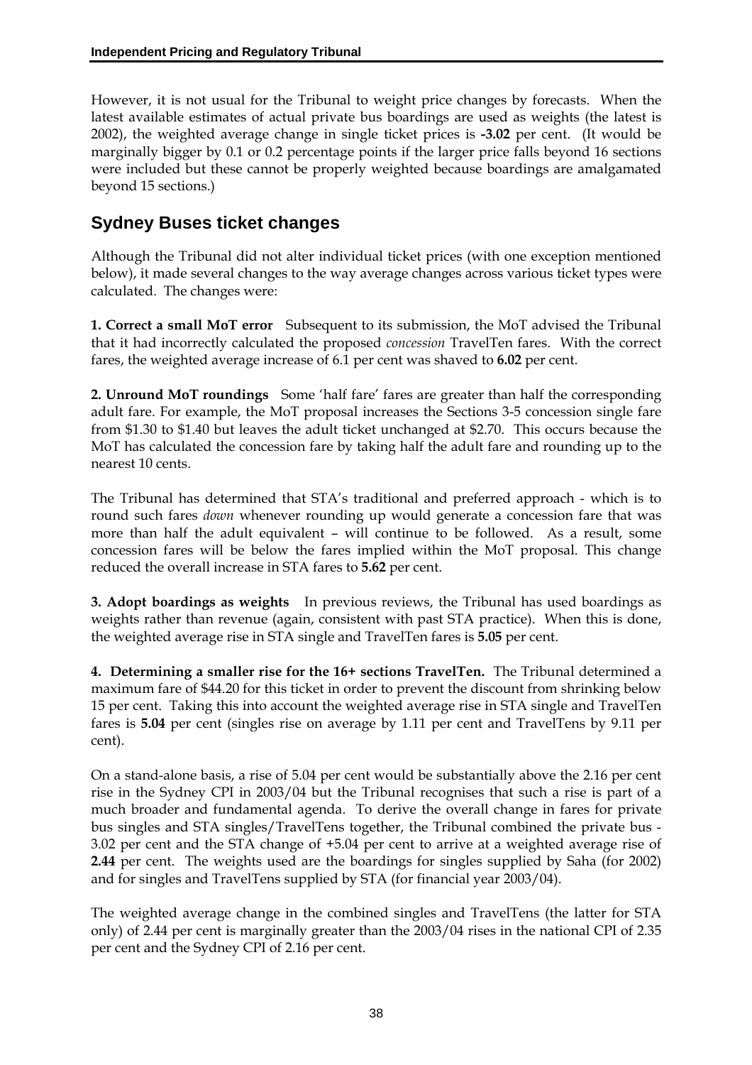However, it is not usual for the Tribunal to weight price changes by forecasts. When the latest available estimates of actual private bus boardings are used as weights (the latest is 2002), the weighted average change in single ticket prices is **-3.02** per cent. (It would be marginally bigger by 0.1 or 0.2 percentage points if the larger price falls beyond 16 sections were included but these cannot be properly weighted because boardings are amalgamated beyond 15 sections.)

## Sydney Buses ticket changes

Although the Tribunal did not alter individual ticket prices (with one exception mentioned below), it made several changes to the way average changes across various ticket types were calculated. The changes were:

**1. Correct a small MoT error** Subsequent to its submission, the MoT advised the Tribunal that it had incorrectly calculated the proposed *concession* TravelTen fares. With the correct fares, the weighted average increase of 6.1 per cent was shaved to **6.02** per cent.

**2. Unround MoT roundings** Some 'half fare' fares are greater than half the corresponding adult fare. For example, the MoT proposal increases the Sections 3-5 concession single fare from $1.30 to $1.40 but leaves the adult ticket unchanged at $2.70. This occurs because the MoT has calculated the concession fare by taking half the adult fare and rounding up to the nearest 10 cents.

The Tribunal has determined that STA's traditional and preferred approach - which is to round such fares *down* whenever rounding up would generate a concession fare that was more than half the adult equivalent – will continue to be followed. As a result, some concession fares will be below the fares implied within the MoT proposal. This change reduced the overall increase in STA fares to **5.62** per cent.

**3. Adopt boardings as weights** In previous reviews, the Tribunal has used boardings as weights rather than revenue (again, consistent with past STA practice). When this is done, the weighted average rise in STA single and TravelTen fares is **5.05** per cent.

**4. Determining a smaller rise for the 16+ sections TravelTen.** The Tribunal determined a maximum fare of $44.20 for this ticket in order to prevent the discount from shrinking below 15 per cent. Taking this into account the weighted average rise in STA single and TravelTen fares is **5.04** per cent (singles rise on average by 1.11 per cent and TravelTens by 9.11 per cent).

On a stand-alone basis, a rise of 5.04 per cent would be substantially above the 2.16 per cent rise in the Sydney CPI in 2003/04 but the Tribunal recognises that such a rise is part of a much broader and fundamental agenda. To derive the overall change in fares for private bus singles and STA singles/TravelTens together, the Tribunal combined the private bus -3.02 per cent and the STA change of +5.04 per cent to arrive at a weighted average rise of **2.44** per cent. The weights used are the boardings for singles supplied by Saha (for 2002) and for singles and TravelTens supplied by STA (for financial year 2003/04).

The weighted average change in the combined singles and TravelTens (the latter for STA only) of 2.44 per cent is marginally greater than the 2003/04 rises in the national CPI of 2.35 per cent and the Sydney CPI of 2.16 per cent.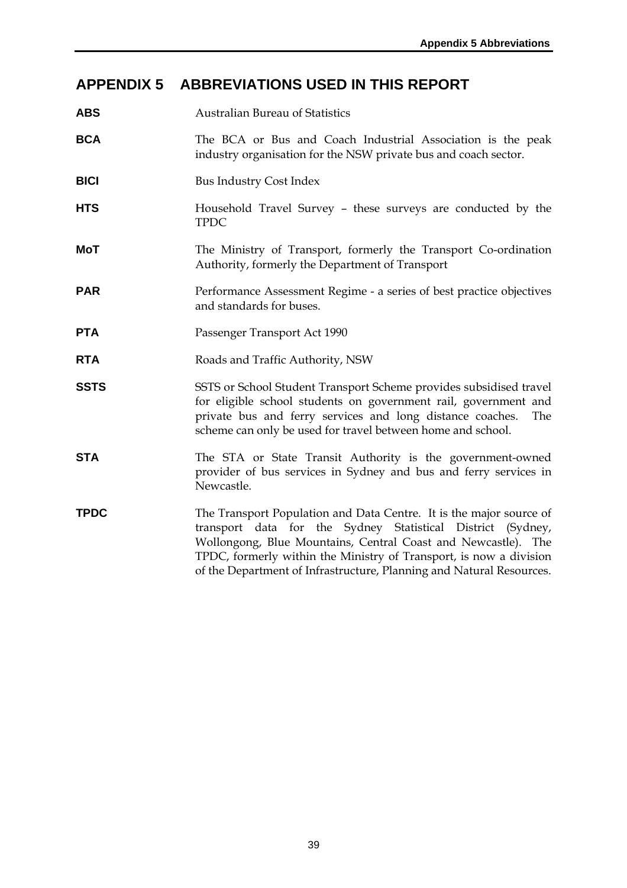# APPENDIX 5 ABBREVIATIONS USED IN THIS REPORT

**ABS** Australian Bureau of Statistics

**BCA** The BCA or Bus and Coach Industrial Association is the peak industry organisation for the NSW private bus and coach sector.

**BICI** Bus Industry Cost Index

**HTS** Household Travel Survey – these surveys are conducted by the TPDC

**MoT** The Ministry of Transport, formerly the Transport Co-ordination Authority, formerly the Department of Transport

**PAR** Performance Assessment Regime - a series of best practice objectives and standards for buses.

**PTA** Passenger Transport Act 1990

**RTA** Roads and Traffic Authority, NSW

**SSTS** SSTS or School Student Transport Scheme provides subsidised travel for eligible school students on government rail, government and private bus and ferry services and long distance coaches. The scheme can only be used for travel between home and school.

**STA** The STA or State Transit Authority is the government-owned provider of bus services in Sydney and bus and ferry services in Newcastle.

**TPDC** The Transport Population and Data Centre. It is the major source of transport data for the Sydney Statistical District (Sydney, Wollongong, Blue Mountains, Central Coast and Newcastle). The TPDC, formerly within the Ministry of Transport, is now a division of the Department of Infrastructure, Planning and Natural Resources.